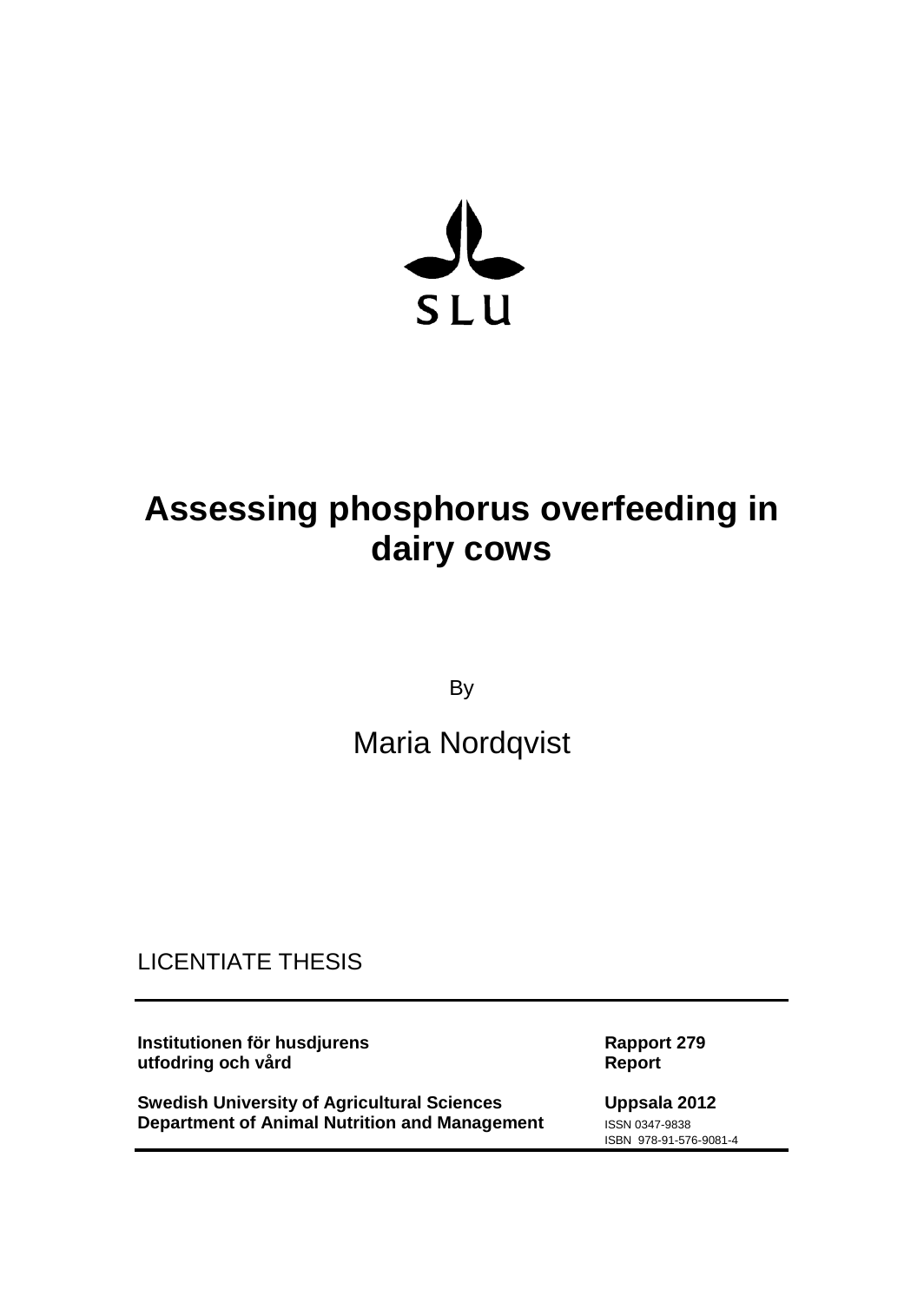SLU

# Assessing phosphorus overfeeding in dairy cows

By

Maria Nordqvist

LICENTIATE THESIS

| | |
|---|---|
| **Institutionen för husdjurens utfodring och vård** | **Rapport 279** **Report** |
| **Swedish University of Agricultural Sciences** **Department of Animal Nutrition and Management** | **Uppsala 2012** ISSN 0347-9838 ISBN 978-91-576-9081-4 |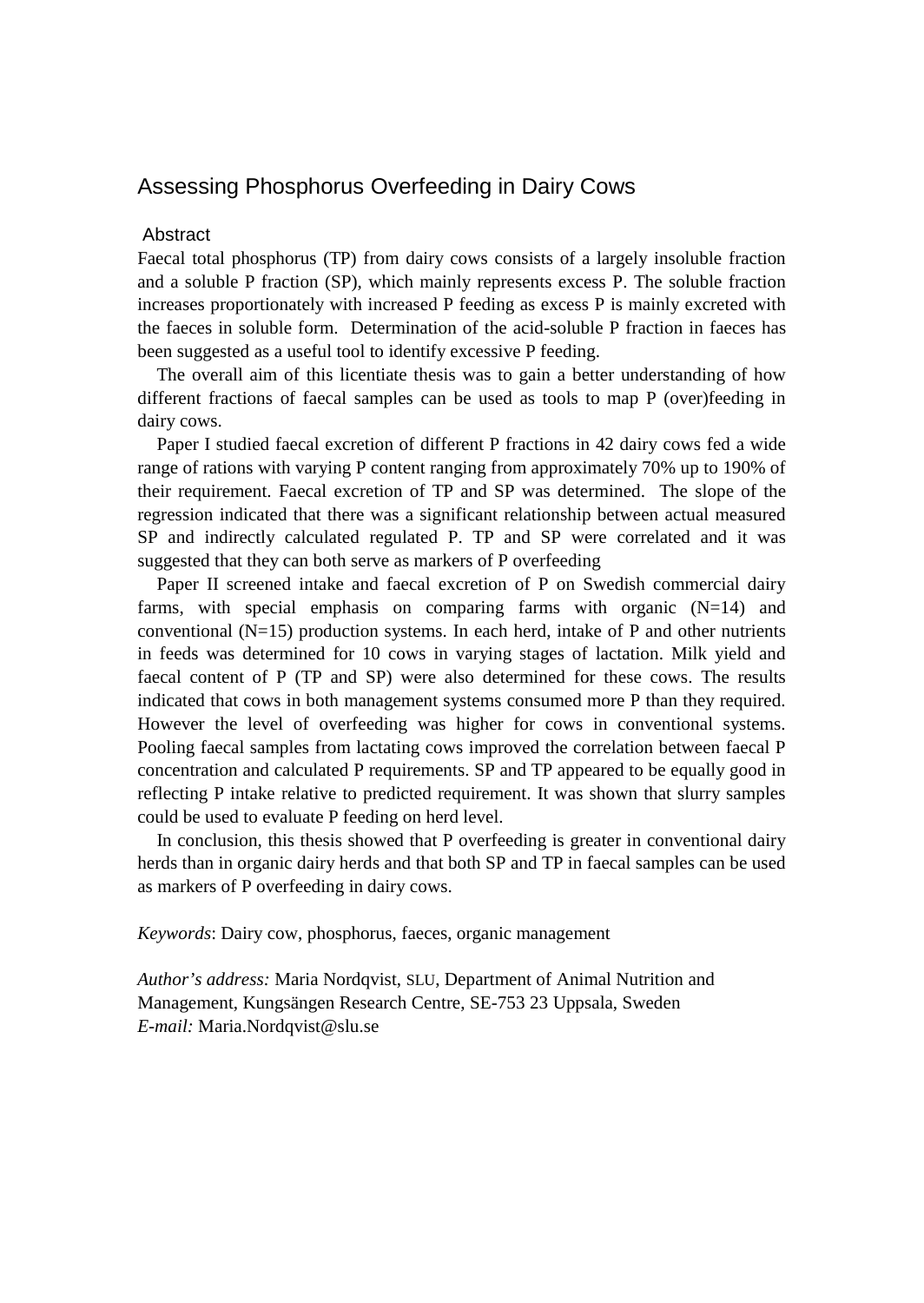# Assessing Phosphorus Overfeeding in Dairy Cows

## Abstract

Faecal total phosphorus (TP) from dairy cows consists of a largely insoluble fraction and a soluble P fraction (SP), which mainly represents excess P. The soluble fraction increases proportionately with increased P feeding as excess P is mainly excreted with the faeces in soluble form. Determination of the acid-soluble P fraction in faeces has been suggested as a useful tool to identify excessive P feeding.

The overall aim of this licentiate thesis was to gain a better understanding of how different fractions of faecal samples can be used as tools to map P (over)feeding in dairy cows.

Paper I studied faecal excretion of different P fractions in 42 dairy cows fed a wide range of rations with varying P content ranging from approximately 70% up to 190% of their requirement. Faecal excretion of TP and SP was determined. The slope of the regression indicated that there was a significant relationship between actual measured SP and indirectly calculated regulated P. TP and SP were correlated and it was suggested that they can both serve as markers of P overfeeding

Paper II screened intake and faecal excretion of P on Swedish commercial dairy farms, with special emphasis on comparing farms with organic (N=14) and conventional (N=15) production systems. In each herd, intake of P and other nutrients in feeds was determined for 10 cows in varying stages of lactation. Milk yield and faecal content of P (TP and SP) were also determined for these cows. The results indicated that cows in both management systems consumed more P than they required. However the level of overfeeding was higher for cows in conventional systems. Pooling faecal samples from lactating cows improved the correlation between faecal P concentration and calculated P requirements. SP and TP appeared to be equally good in reflecting P intake relative to predicted requirement. It was shown that slurry samples could be used to evaluate P feeding on herd level.

In conclusion, this thesis showed that P overfeeding is greater in conventional dairy herds than in organic dairy herds and that both SP and TP in faecal samples can be used as markers of P overfeeding in dairy cows.

*Keywords*: Dairy cow, phosphorus, faeces, organic management

*Author's address:* Maria Nordqvist, SLU, Department of Animal Nutrition and Management, Kungsängen Research Centre, SE-753 23 Uppsala, Sweden
*E-mail:* Maria.Nordqvist@slu.se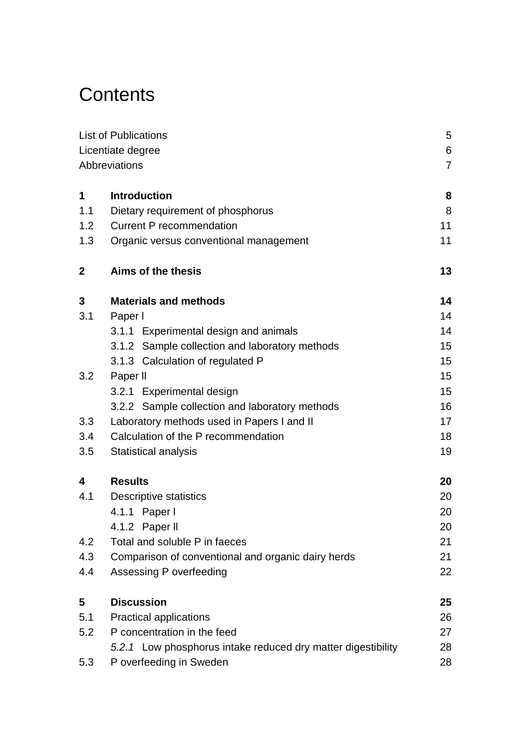# Contents

| | | |
|---|---|---|
| List of Publications | | 5 |
| Licentiate degree | | 6 |
| Abbreviations | | 7 |
| **1** | **Introduction** | **8** |
| 1.1 | Dietary requirement of phosphorus | 8 |
| 1.2 | Current P recommendation | 11 |
| 1.3 | Organic versus conventional management | 11 |
| **2** | **Aims of the thesis** | **13** |
| **3** | **Materials and methods** | **14** |
| 3.1 | Paper I | 14 |
| | 3.1.1 Experimental design and animals | 14 |
| | 3.1.2 Sample collection and laboratory methods | 15 |
| | 3.1.3 Calculation of regulated P | 15 |
| 3.2 | Paper II | 15 |
| | 3.2.1 Experimental design | 15 |
| | 3.2.2 Sample collection and laboratory methods | 16 |
| 3.3 | Laboratory methods used in Papers I and II | 17 |
| 3.4 | Calculation of the P recommendation | 18 |
| 3.5 | Statistical analysis | 19 |
| **4** | **Results** | **20** |
| 4.1 | Descriptive statistics | 20 |
| | 4.1.1 Paper I | 20 |
| | 4.1.2 Paper II | 20 |
| 4.2 | Total and soluble P in faeces | 21 |
| 4.3 | Comparison of conventional and organic dairy herds | 21 |
| 4.4 | Assessing P overfeeding | 22 |
| **5** | **Discussion** | **25** |
| 5.1 | Practical applications | 26 |
| 5.2 | P concentration in the feed | 27 |
| | *5.2.1* Low phosphorus intake reduced dry matter digestibility | 28 |
| 5.3 | P overfeeding in Sweden | 28 |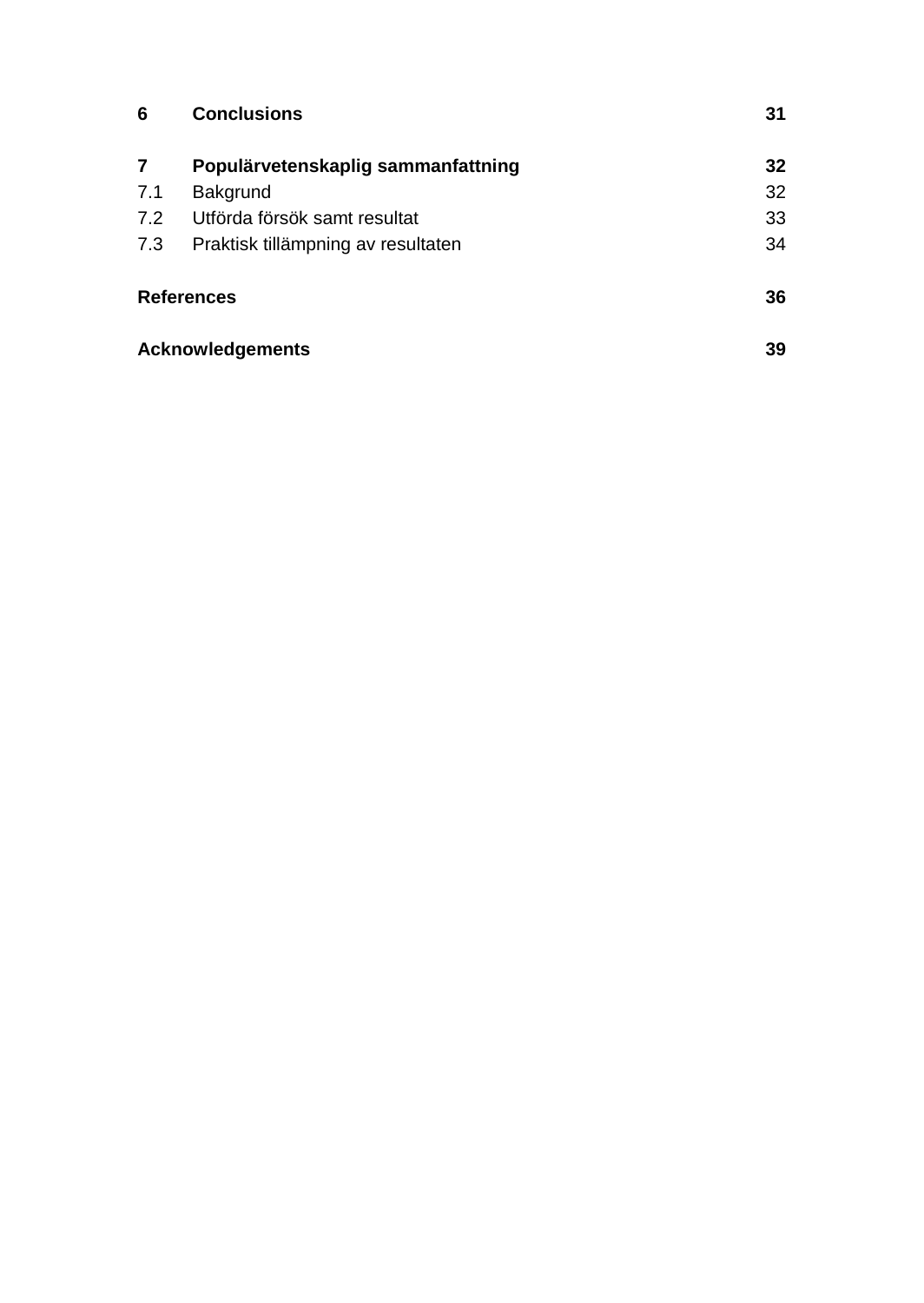| | | |
|---|---|---|
| **6** | **Conclusions** | **31** |
| **7** | **Populärvetenskaplig sammanfattning** | **32** |
| 7.1 | Bakgrund | 32 |
| 7.2 | Utförda försök samt resultat | 33 |
| 7.3 | Praktisk tillämpning av resultaten | 34 |
| **References** | | **36** |
| **Acknowledgements** | | **39** |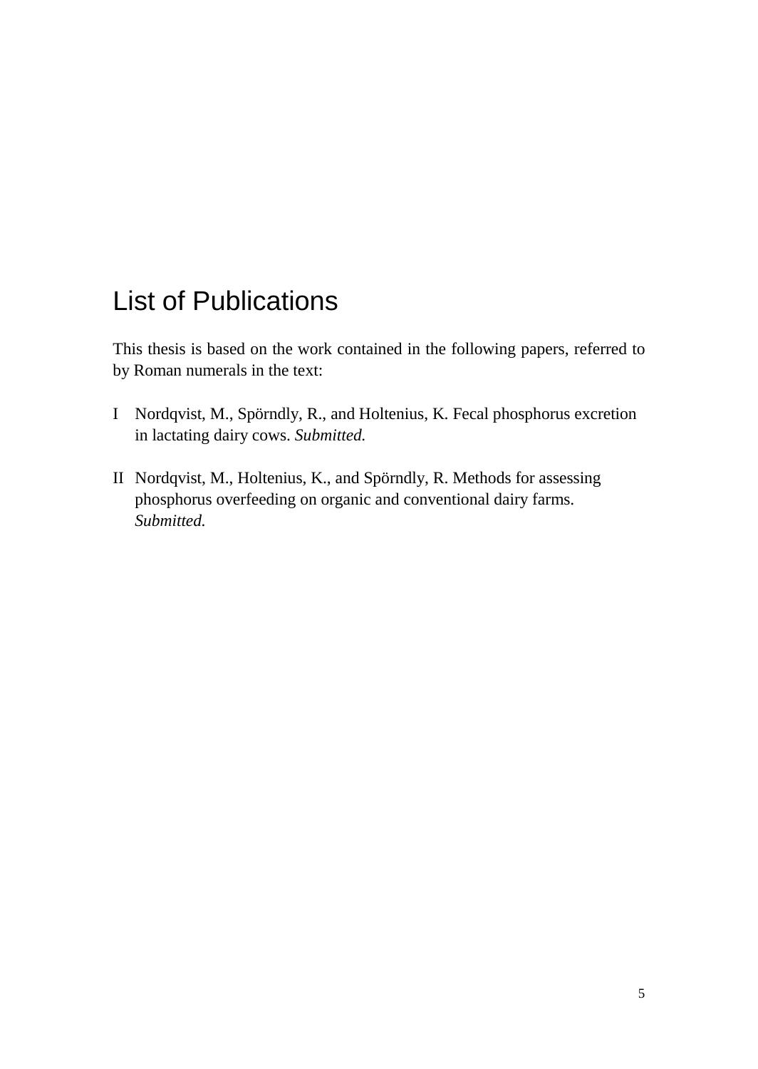# List of Publications

This thesis is based on the work contained in the following papers, referred to by Roman numerals in the text:

I Nordqvist, M., Spörndly, R., and Holtenius, K. Fecal phosphorus excretion in lactating dairy cows. *Submitted.*

II Nordqvist, M., Holtenius, K., and Spörndly, R. Methods for assessing phosphorus overfeeding on organic and conventional dairy farms. *Submitted.*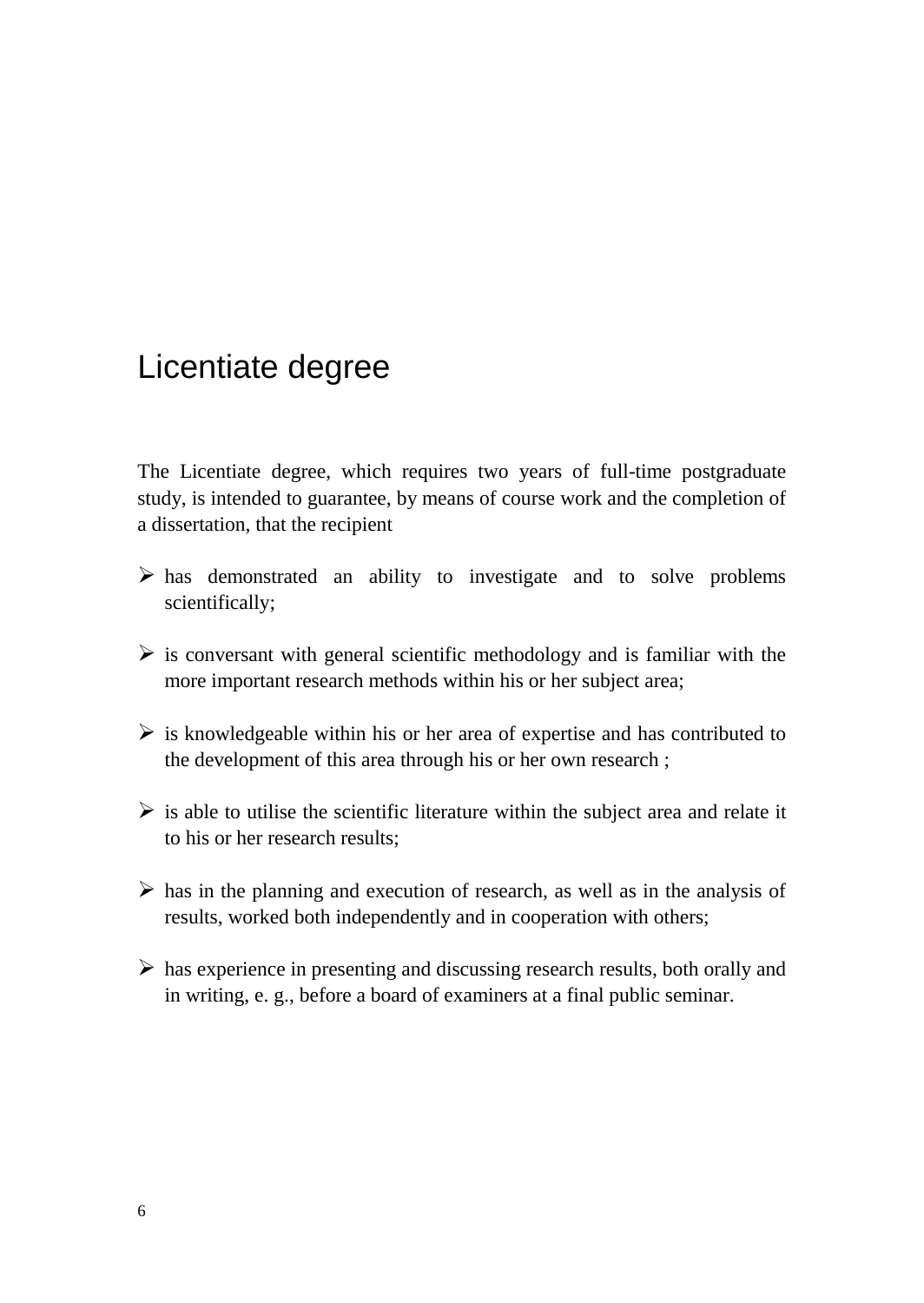# Licentiate degree

The Licentiate degree, which requires two years of full-time postgraduate study, is intended to guarantee, by means of course work and the completion of a dissertation, that the recipient

- has demonstrated an ability to investigate and to solve problems scientifically;
- is conversant with general scientific methodology and is familiar with the more important research methods within his or her subject area;
- is knowledgeable within his or her area of expertise and has contributed to the development of this area through his or her own research ;
- is able to utilise the scientific literature within the subject area and relate it to his or her research results;
- has in the planning and execution of research, as well as in the analysis of results, worked both independently and in cooperation with others;
- has experience in presenting and discussing research results, both orally and in writing, e. g., before a board of examiners at a final public seminar.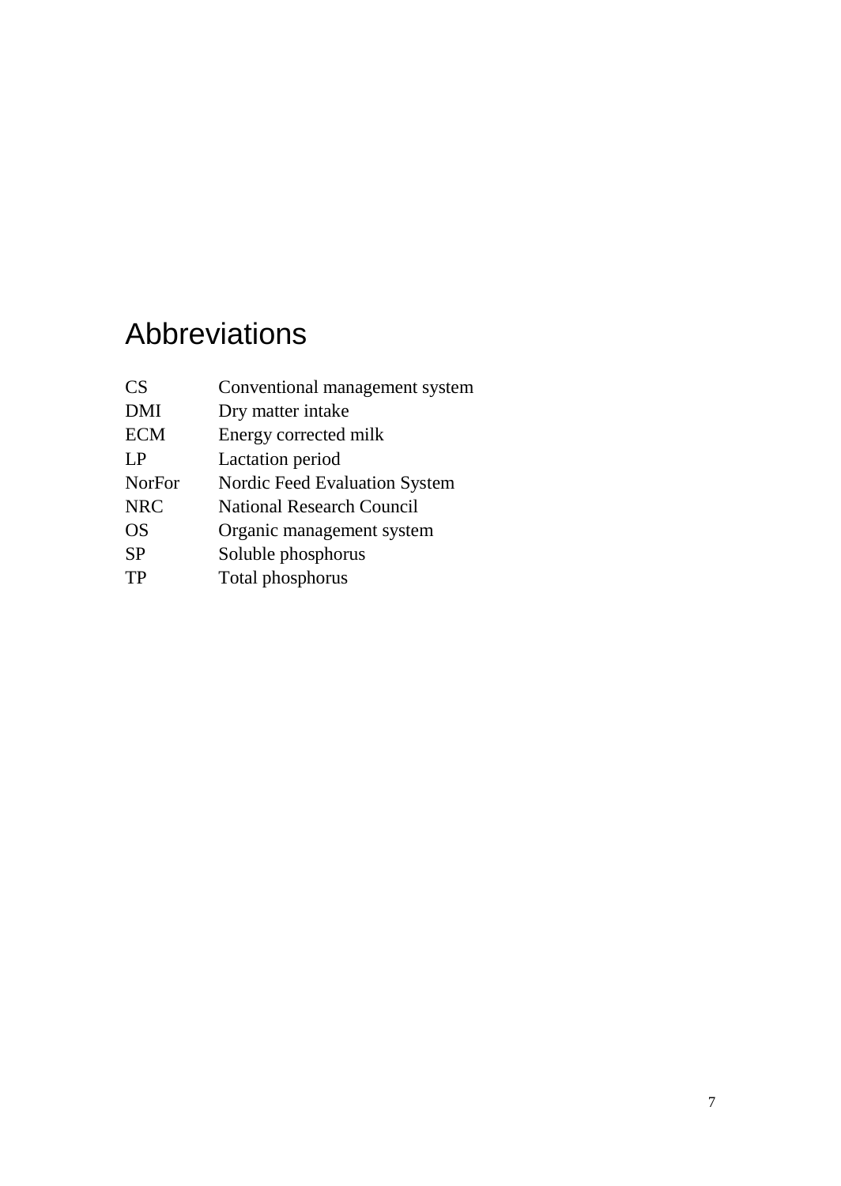# Abbreviations

| | |
|---|---|
| CS | Conventional management system |
| DMI | Dry matter intake |
| ECM | Energy corrected milk |
| LP | Lactation period |
| NorFor | Nordic Feed Evaluation System |
| NRC | National Research Council |
| OS | Organic management system |
| SP | Soluble phosphorus |
| TP | Total phosphorus |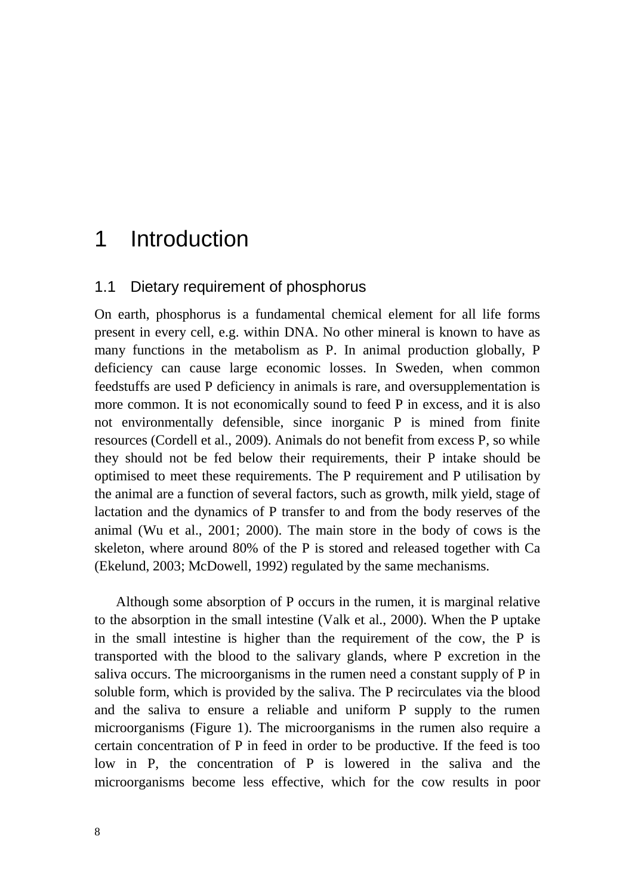# 1 Introduction

## 1.1 Dietary requirement of phosphorus

On earth, phosphorus is a fundamental chemical element for all life forms present in every cell, e.g. within DNA. No other mineral is known to have as many functions in the metabolism as P. In animal production globally, P deficiency can cause large economic losses. In Sweden, when common feedstuffs are used P deficiency in animals is rare, and oversupplementation is more common. It is not economically sound to feed P in excess, and it is also not environmentally defensible, since inorganic P is mined from finite resources (Cordell et al., 2009). Animals do not benefit from excess P, so while they should not be fed below their requirements, their P intake should be optimised to meet these requirements. The P requirement and P utilisation by the animal are a function of several factors, such as growth, milk yield, stage of lactation and the dynamics of P transfer to and from the body reserves of the animal (Wu et al., 2001; 2000). The main store in the body of cows is the skeleton, where around 80% of the P is stored and released together with Ca (Ekelund, 2003; McDowell, 1992) regulated by the same mechanisms.

Although some absorption of P occurs in the rumen, it is marginal relative to the absorption in the small intestine (Valk et al., 2000). When the P uptake in the small intestine is higher than the requirement of the cow, the P is transported with the blood to the salivary glands, where P excretion in the saliva occurs. The microorganisms in the rumen need a constant supply of P in soluble form, which is provided by the saliva. The P recirculates via the blood and the saliva to ensure a reliable and uniform P supply to the rumen microorganisms (Figure 1). The microorganisms in the rumen also require a certain concentration of P in feed in order to be productive. If the feed is too low in P, the concentration of P is lowered in the saliva and the microorganisms become less effective, which for the cow results in poor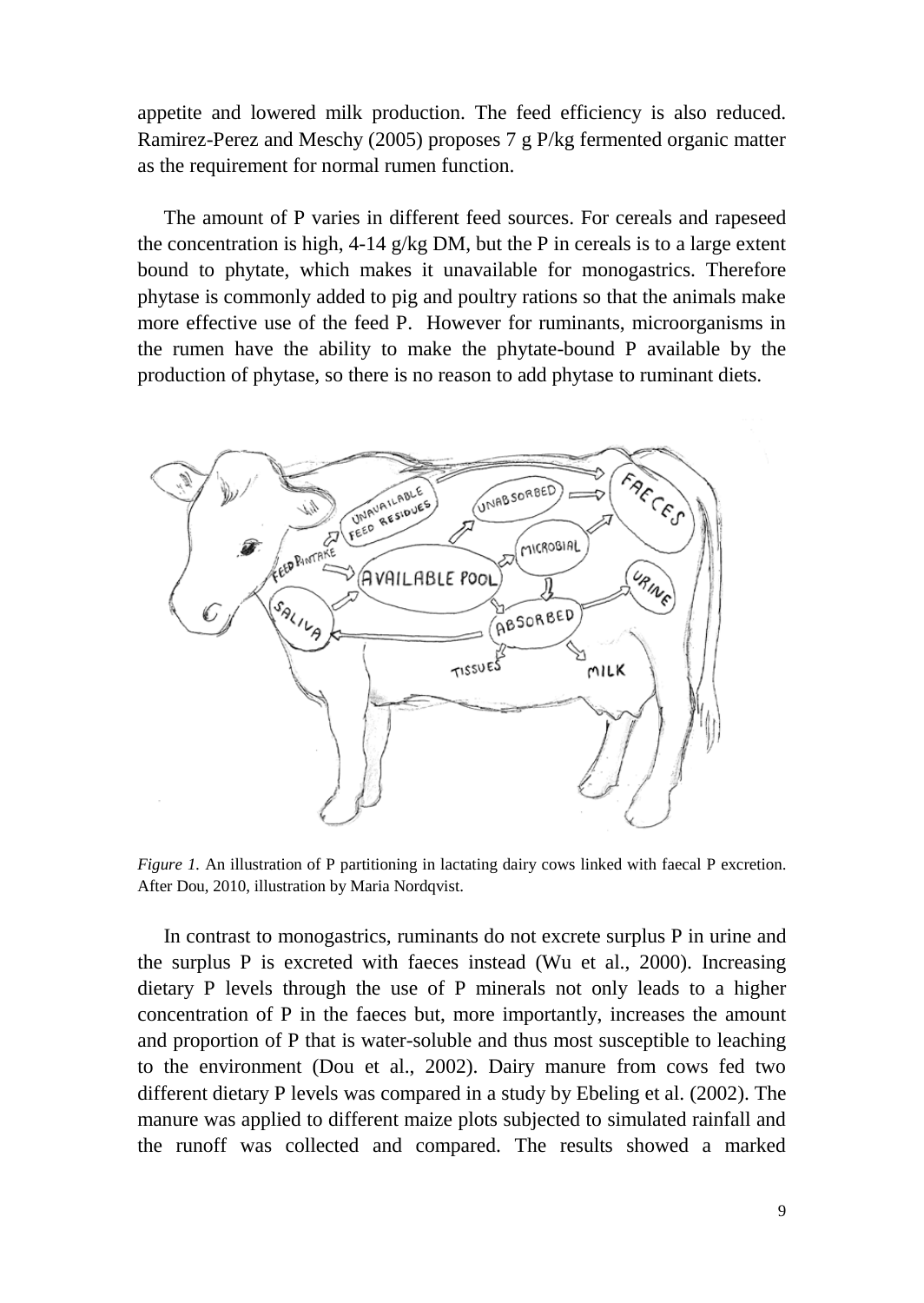appetite and lowered milk production. The feed efficiency is also reduced. Ramirez-Perez and Meschy (2005) proposes 7 g P/kg fermented organic matter as the requirement for normal rumen function.

The amount of P varies in different feed sources. For cereals and rapeseed the concentration is high, 4-14 g/kg DM, but the P in cereals is to a large extent bound to phytate, which makes it unavailable for monogastrics. Therefore phytase is commonly added to pig and poultry rations so that the animals make more effective use of the feed P. However for ruminants, microorganisms in the rumen have the ability to make the phytate-bound P available by the production of phytase, so there is no reason to add phytase to ruminant diets.

*Figure 1.* An illustration of P partitioning in lactating dairy cows linked with faecal P excretion. After Dou, 2010, illustration by Maria Nordqvist.

In contrast to monogastrics, ruminants do not excrete surplus P in urine and the surplus P is excreted with faeces instead (Wu et al., 2000). Increasing dietary P levels through the use of P minerals not only leads to a higher concentration of P in the faeces but, more importantly, increases the amount and proportion of P that is water-soluble and thus most susceptible to leaching to the environment (Dou et al., 2002). Dairy manure from cows fed two different dietary P levels was compared in a study by Ebeling et al. (2002). The manure was applied to different maize plots subjected to simulated rainfall and the runoff was collected and compared. The results showed a marked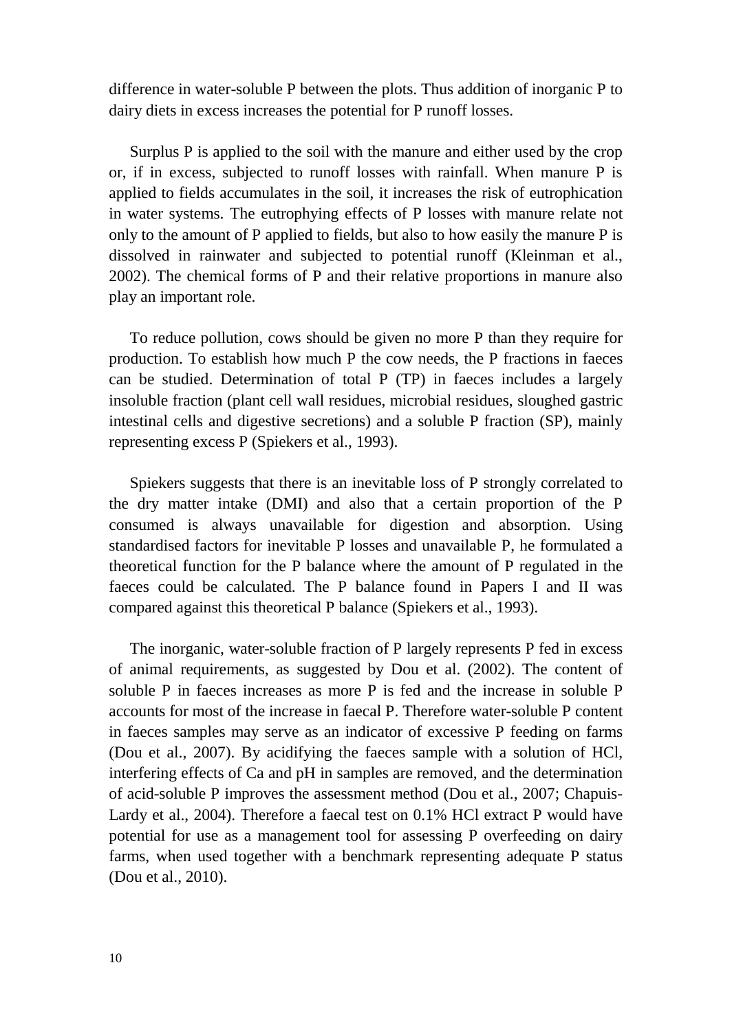difference in water-soluble P between the plots. Thus addition of inorganic P to dairy diets in excess increases the potential for P runoff losses.

Surplus P is applied to the soil with the manure and either used by the crop or, if in excess, subjected to runoff losses with rainfall. When manure P is applied to fields accumulates in the soil, it increases the risk of eutrophication in water systems. The eutrophying effects of P losses with manure relate not only to the amount of P applied to fields, but also to how easily the manure P is dissolved in rainwater and subjected to potential runoff (Kleinman et al., 2002). The chemical forms of P and their relative proportions in manure also play an important role.

To reduce pollution, cows should be given no more P than they require for production. To establish how much P the cow needs, the P fractions in faeces can be studied. Determination of total P (TP) in faeces includes a largely insoluble fraction (plant cell wall residues, microbial residues, sloughed gastric intestinal cells and digestive secretions) and a soluble P fraction (SP), mainly representing excess P (Spiekers et al., 1993).

Spiekers suggests that there is an inevitable loss of P strongly correlated to the dry matter intake (DMI) and also that a certain proportion of the P consumed is always unavailable for digestion and absorption. Using standardised factors for inevitable P losses and unavailable P, he formulated a theoretical function for the P balance where the amount of P regulated in the faeces could be calculated. The P balance found in Papers I and II was compared against this theoretical P balance (Spiekers et al., 1993).

The inorganic, water-soluble fraction of P largely represents P fed in excess of animal requirements, as suggested by Dou et al. (2002). The content of soluble P in faeces increases as more P is fed and the increase in soluble P accounts for most of the increase in faecal P. Therefore water-soluble P content in faeces samples may serve as an indicator of excessive P feeding on farms (Dou et al., 2007). By acidifying the faeces sample with a solution of HCl, interfering effects of Ca and pH in samples are removed, and the determination of acid-soluble P improves the assessment method (Dou et al., 2007; Chapuis-Lardy et al., 2004). Therefore a faecal test on 0.1% HCl extract P would have potential for use as a management tool for assessing P overfeeding on dairy farms, when used together with a benchmark representing adequate P status (Dou et al., 2010).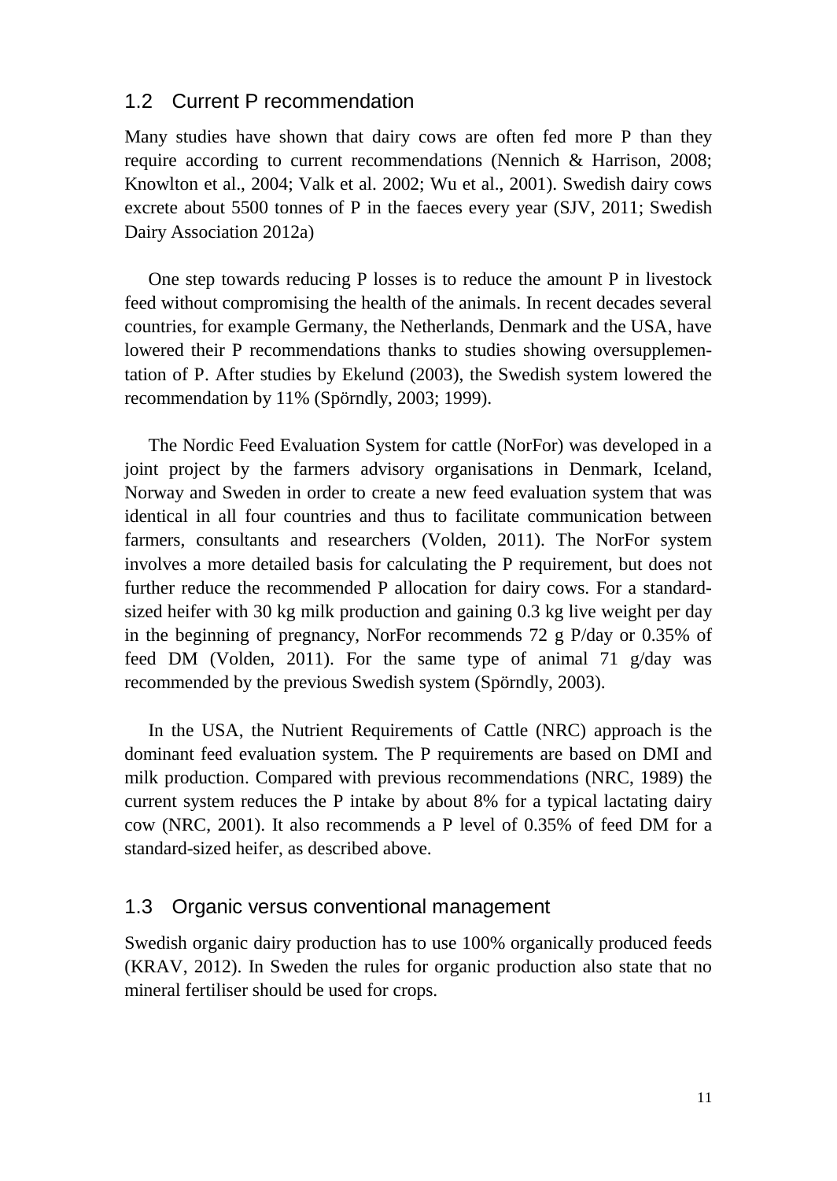## 1.2 Current P recommendation

Many studies have shown that dairy cows are often fed more P than they require according to current recommendations (Nennich & Harrison, 2008; Knowlton et al., 2004; Valk et al. 2002; Wu et al., 2001). Swedish dairy cows excrete about 5500 tonnes of P in the faeces every year (SJV, 2011; Swedish Dairy Association 2012a)

One step towards reducing P losses is to reduce the amount P in livestock feed without compromising the health of the animals. In recent decades several countries, for example Germany, the Netherlands, Denmark and the USA, have lowered their P recommendations thanks to studies showing oversupplementation of P. After studies by Ekelund (2003), the Swedish system lowered the recommendation by 11% (Spörndly, 2003; 1999).

The Nordic Feed Evaluation System for cattle (NorFor) was developed in a joint project by the farmers advisory organisations in Denmark, Iceland, Norway and Sweden in order to create a new feed evaluation system that was identical in all four countries and thus to facilitate communication between farmers, consultants and researchers (Volden, 2011). The NorFor system involves a more detailed basis for calculating the P requirement, but does not further reduce the recommended P allocation for dairy cows. For a standard-sized heifer with 30 kg milk production and gaining 0.3 kg live weight per day in the beginning of pregnancy, NorFor recommends 72 g P/day or 0.35% of feed DM (Volden, 2011). For the same type of animal 71 g/day was recommended by the previous Swedish system (Spörndly, 2003).

In the USA, the Nutrient Requirements of Cattle (NRC) approach is the dominant feed evaluation system. The P requirements are based on DMI and milk production. Compared with previous recommendations (NRC, 1989) the current system reduces the P intake by about 8% for a typical lactating dairy cow (NRC, 2001). It also recommends a P level of 0.35% of feed DM for a standard-sized heifer, as described above.

## 1.3 Organic versus conventional management

Swedish organic dairy production has to use 100% organically produced feeds (KRAV, 2012). In Sweden the rules for organic production also state that no mineral fertiliser should be used for crops.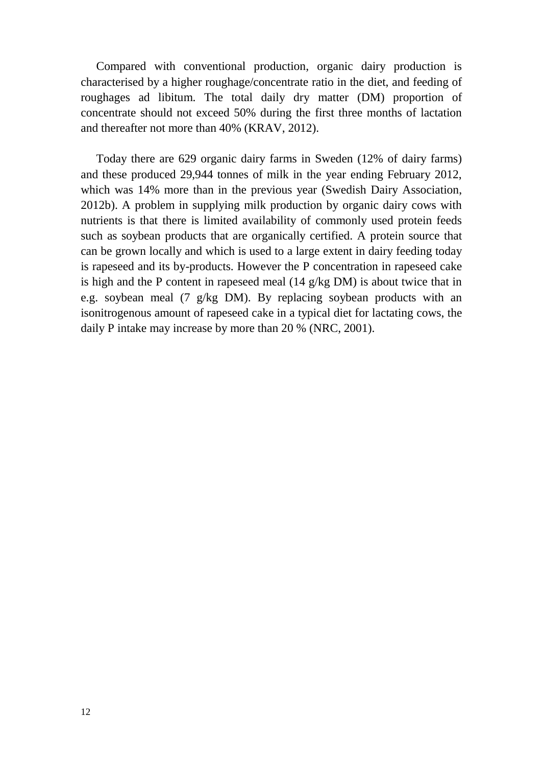Compared with conventional production, organic dairy production is characterised by a higher roughage/concentrate ratio in the diet, and feeding of roughages ad libitum. The total daily dry matter (DM) proportion of concentrate should not exceed 50% during the first three months of lactation and thereafter not more than 40% (KRAV, 2012).

Today there are 629 organic dairy farms in Sweden (12% of dairy farms) and these produced 29,944 tonnes of milk in the year ending February 2012, which was 14% more than in the previous year (Swedish Dairy Association, 2012b). A problem in supplying milk production by organic dairy cows with nutrients is that there is limited availability of commonly used protein feeds such as soybean products that are organically certified. A protein source that can be grown locally and which is used to a large extent in dairy feeding today is rapeseed and its by-products. However the P concentration in rapeseed cake is high and the P content in rapeseed meal (14 g/kg DM) is about twice that in e.g. soybean meal (7 g/kg DM). By replacing soybean products with an isonitrogenous amount of rapeseed cake in a typical diet for lactating cows, the daily P intake may increase by more than 20 % (NRC, 2001).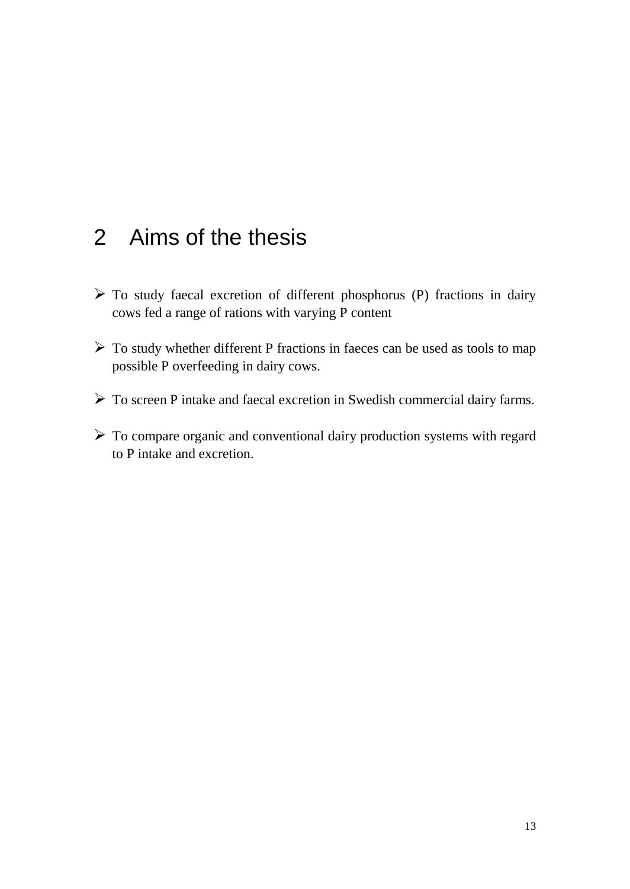# 2 Aims of the thesis

- To study faecal excretion of different phosphorus (P) fractions in dairy cows fed a range of rations with varying P content
- To study whether different P fractions in faeces can be used as tools to map possible P overfeeding in dairy cows.
- To screen P intake and faecal excretion in Swedish commercial dairy farms.
- To compare organic and conventional dairy production systems with regard to P intake and excretion.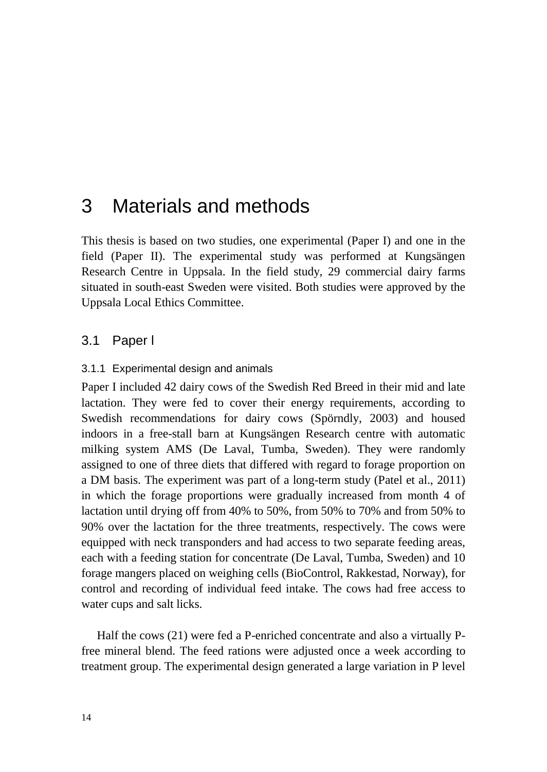# 3 Materials and methods

This thesis is based on two studies, one experimental (Paper I) and one in the field (Paper II). The experimental study was performed at Kungsängen Research Centre in Uppsala. In the field study, 29 commercial dairy farms situated in south-east Sweden were visited. Both studies were approved by the Uppsala Local Ethics Committee.

## 3.1 Paper I

### 3.1.1 Experimental design and animals

Paper I included 42 dairy cows of the Swedish Red Breed in their mid and late lactation. They were fed to cover their energy requirements, according to Swedish recommendations for dairy cows (Spörndly, 2003) and housed indoors in a free-stall barn at Kungsängen Research centre with automatic milking system AMS (De Laval, Tumba, Sweden). They were randomly assigned to one of three diets that differed with regard to forage proportion on a DM basis. The experiment was part of a long-term study (Patel et al., 2011) in which the forage proportions were gradually increased from month 4 of lactation until drying off from 40% to 50%, from 50% to 70% and from 50% to 90% over the lactation for the three treatments, respectively. The cows were equipped with neck transponders and had access to two separate feeding areas, each with a feeding station for concentrate (De Laval, Tumba, Sweden) and 10 forage mangers placed on weighing cells (BioControl, Rakkestad, Norway), for control and recording of individual feed intake. The cows had free access to water cups and salt licks.

Half the cows (21) were fed a P-enriched concentrate and also a virtually P-free mineral blend. The feed rations were adjusted once a week according to treatment group. The experimental design generated a large variation in P level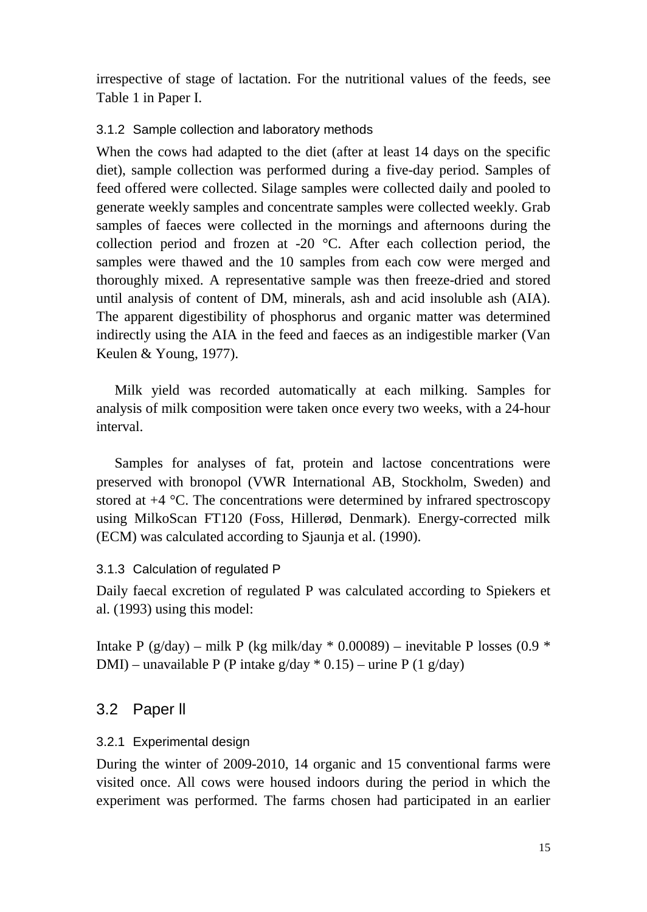irrespective of stage of lactation. For the nutritional values of the feeds, see Table 1 in Paper I.

#### 3.1.2 Sample collection and laboratory methods

When the cows had adapted to the diet (after at least 14 days on the specific diet), sample collection was performed during a five-day period. Samples of feed offered were collected. Silage samples were collected daily and pooled to generate weekly samples and concentrate samples were collected weekly. Grab samples of faeces were collected in the mornings and afternoons during the collection period and frozen at -20 °C. After each collection period, the samples were thawed and the 10 samples from each cow were merged and thoroughly mixed. A representative sample was then freeze-dried and stored until analysis of content of DM, minerals, ash and acid insoluble ash (AIA). The apparent digestibility of phosphorus and organic matter was determined indirectly using the AIA in the feed and faeces as an indigestible marker (Van Keulen & Young, 1977).

Milk yield was recorded automatically at each milking. Samples for analysis of milk composition were taken once every two weeks, with a 24-hour interval.

Samples for analyses of fat, protein and lactose concentrations were preserved with bronopol (VWR International AB, Stockholm, Sweden) and stored at +4 °C. The concentrations were determined by infrared spectroscopy using MilkoScan FT120 (Foss, Hillerød, Denmark). Energy-corrected milk (ECM) was calculated according to Sjaunja et al. (1990).

#### 3.1.3 Calculation of regulated P

Daily faecal excretion of regulated P was calculated according to Spiekers et al. (1993) using this model:

Intake P (g/day) – milk P (kg milk/day * 0.00089) – inevitable P losses (0.9 * DMI) – unavailable P (P intake g/day * 0.15) – urine P (1 g/day)

## 3.2 Paper II

#### 3.2.1 Experimental design

During the winter of 2009-2010, 14 organic and 15 conventional farms were visited once. All cows were housed indoors during the period in which the experiment was performed. The farms chosen had participated in an earlier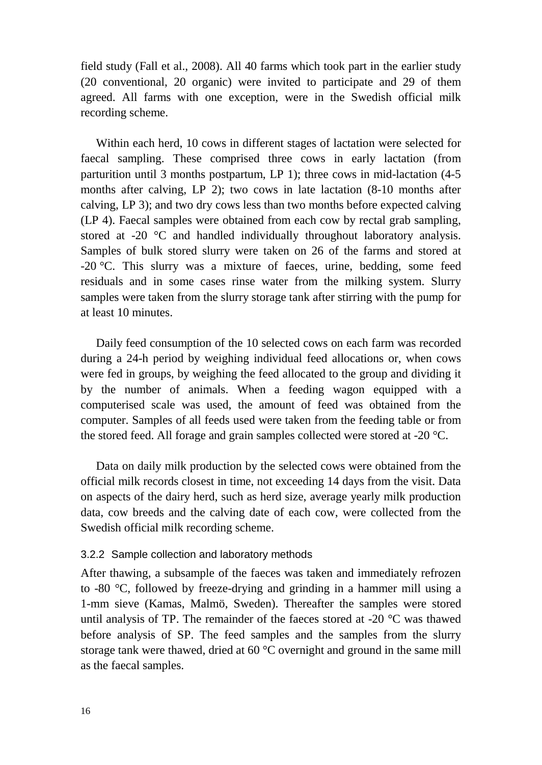field study (Fall et al., 2008). All 40 farms which took part in the earlier study (20 conventional, 20 organic) were invited to participate and 29 of them agreed. All farms with one exception, were in the Swedish official milk recording scheme.

Within each herd, 10 cows in different stages of lactation were selected for faecal sampling. These comprised three cows in early lactation (from parturition until 3 months postpartum, LP 1); three cows in mid-lactation (4-5 months after calving, LP 2); two cows in late lactation (8-10 months after calving, LP 3); and two dry cows less than two months before expected calving (LP 4). Faecal samples were obtained from each cow by rectal grab sampling, stored at -20 °C and handled individually throughout laboratory analysis. Samples of bulk stored slurry were taken on 26 of the farms and stored at -20 °C. This slurry was a mixture of faeces, urine, bedding, some feed residuals and in some cases rinse water from the milking system. Slurry samples were taken from the slurry storage tank after stirring with the pump for at least 10 minutes.

Daily feed consumption of the 10 selected cows on each farm was recorded during a 24-h period by weighing individual feed allocations or, when cows were fed in groups, by weighing the feed allocated to the group and dividing it by the number of animals. When a feeding wagon equipped with a computerised scale was used, the amount of feed was obtained from the computer. Samples of all feeds used were taken from the feeding table or from the stored feed. All forage and grain samples collected were stored at -20 °C.

Data on daily milk production by the selected cows were obtained from the official milk records closest in time, not exceeding 14 days from the visit. Data on aspects of the dairy herd, such as herd size, average yearly milk production data, cow breeds and the calving date of each cow, were collected from the Swedish official milk recording scheme.

### 3.2.2 Sample collection and laboratory methods

After thawing, a subsample of the faeces was taken and immediately refrozen to -80 °C, followed by freeze-drying and grinding in a hammer mill using a 1-mm sieve (Kamas, Malmö, Sweden). Thereafter the samples were stored until analysis of TP. The remainder of the faeces stored at -20 °C was thawed before analysis of SP. The feed samples and the samples from the slurry storage tank were thawed, dried at 60 °C overnight and ground in the same mill as the faecal samples.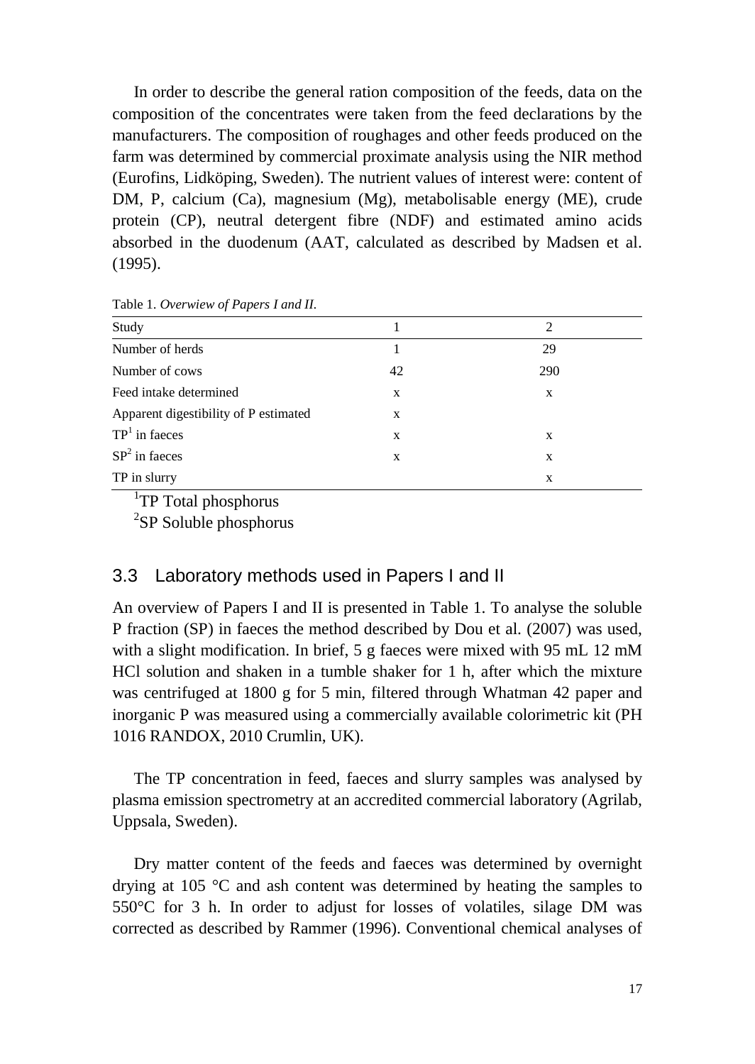In order to describe the general ration composition of the feeds, data on the composition of the concentrates were taken from the feed declarations by the manufacturers. The composition of roughages and other feeds produced on the farm was determined by commercial proximate analysis using the NIR method (Eurofins, Lidköping, Sweden). The nutrient values of interest were: content of DM, P, calcium (Ca), magnesium (Mg), metabolisable energy (ME), crude protein (CP), neutral detergent fibre (NDF) and estimated amino acids absorbed in the duodenum (AAT, calculated as described by Madsen et al. (1995).

Table 1. *Overwiew of Papers I and II.*

| Study | 1 | 2 |
|---|---|---|
| Number of herds | 1 | 29 |
| Number of cows | 42 | 290 |
| Feed intake determined | x | x |
| Apparent digestibility of P estimated | x | |
| TP[1] in faeces | x | x |
| SP[2] in faeces | x | x |
| TP in slurry | | x |

[1]TP Total phosphorus

[2]SP Soluble phosphorus

## 3.3 Laboratory methods used in Papers I and II

An overview of Papers I and II is presented in Table 1. To analyse the soluble P fraction (SP) in faeces the method described by Dou et al. (2007) was used, with a slight modification. In brief, 5 g faeces were mixed with 95 mL 12 mM HCl solution and shaken in a tumble shaker for 1 h, after which the mixture was centrifuged at 1800 g for 5 min, filtered through Whatman 42 paper and inorganic P was measured using a commercially available colorimetric kit (PH 1016 RANDOX, 2010 Crumlin, UK).

The TP concentration in feed, faeces and slurry samples was analysed by plasma emission spectrometry at an accredited commercial laboratory (Agrilab, Uppsala, Sweden).

Dry matter content of the feeds and faeces was determined by overnight drying at 105 °C and ash content was determined by heating the samples to 550°C for 3 h. In order to adjust for losses of volatiles, silage DM was corrected as described by Rammer (1996). Conventional chemical analyses of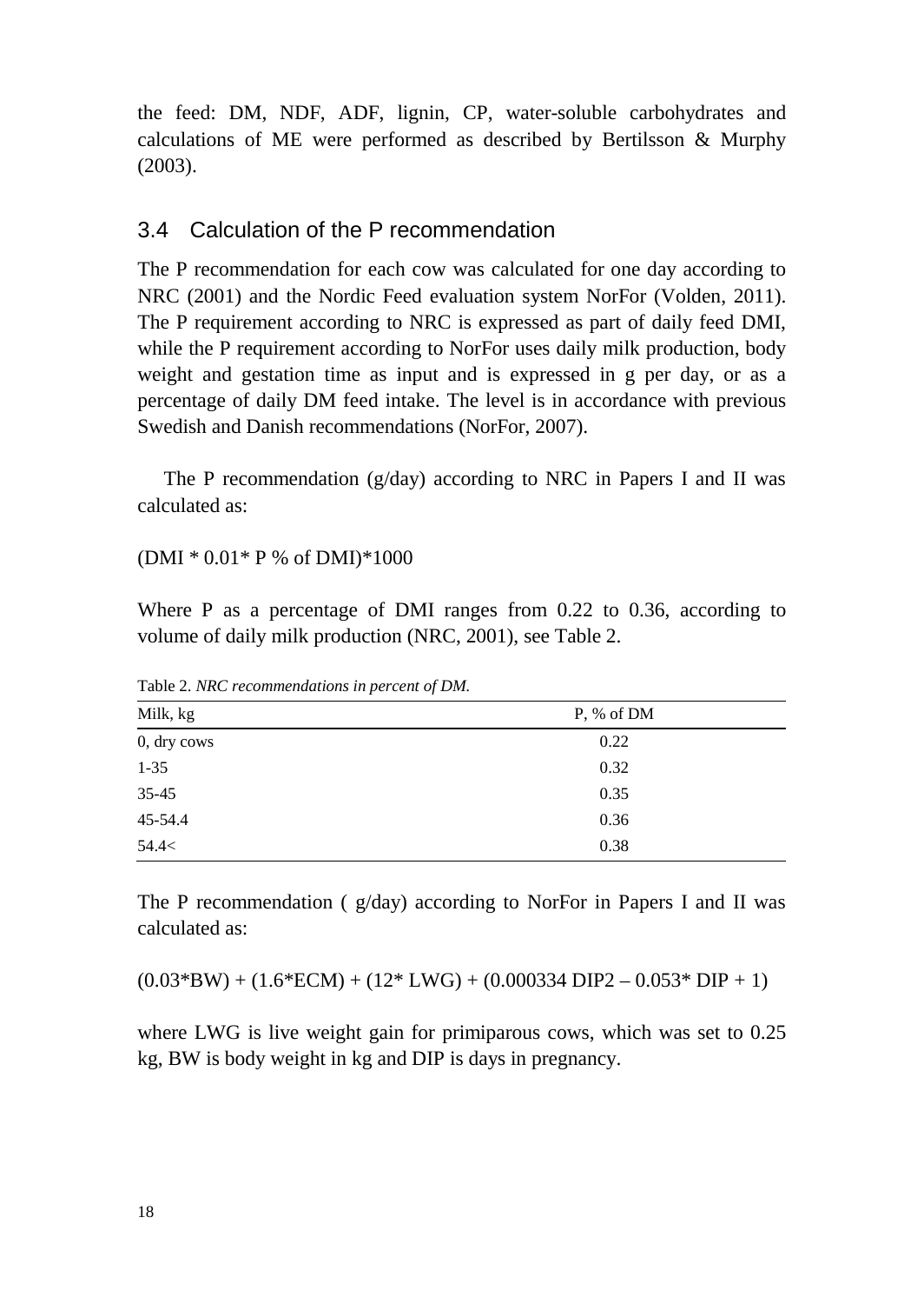the feed: DM, NDF, ADF, lignin, CP, water-soluble carbohydrates and calculations of ME were performed as described by Bertilsson & Murphy (2003).

## 3.4 Calculation of the P recommendation

The P recommendation for each cow was calculated for one day according to NRC (2001) and the Nordic Feed evaluation system NorFor (Volden, 2011). The P requirement according to NRC is expressed as part of daily feed DMI, while the P requirement according to NorFor uses daily milk production, body weight and gestation time as input and is expressed in g per day, or as a percentage of daily DM feed intake. The level is in accordance with previous Swedish and Danish recommendations (NorFor, 2007).

The P recommendation (g/day) according to NRC in Papers I and II was calculated as:

$$(DMI * 0.01 * P \text{ \% of } DMI) * 1000$$

Where P as a percentage of DMI ranges from 0.22 to 0.36, according to volume of daily milk production (NRC, 2001), see Table 2.

Table 2. *NRC recommendations in percent of DM.*

| Milk, kg | P, % of DM |
|---|---|
| 0, dry cows | 0.22 |
| 1-35 | 0.32 |
| 35-45 | 0.35 |
| 45-54.4 | 0.36 |
| 54.4< | 0.38 |

The P recommendation ( g/day) according to NorFor in Papers I and II was calculated as:

$$(0.03 * BW) + (1.6 * ECM) + (12 * LWG) + (0.000334\ DIP2 - 0.053 * DIP + 1)$$

where LWG is live weight gain for primiparous cows, which was set to 0.25 kg, BW is body weight in kg and DIP is days in pregnancy.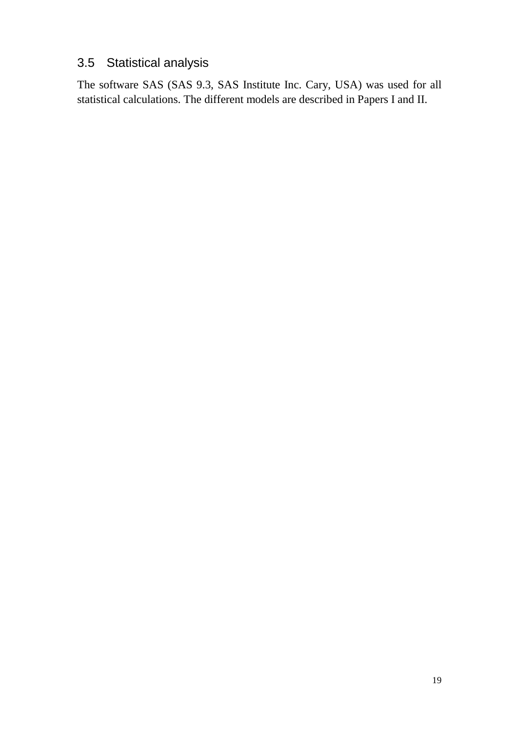## 3.5 Statistical analysis

The software SAS (SAS 9.3, SAS Institute Inc. Cary, USA) was used for all statistical calculations. The different models are described in Papers I and II.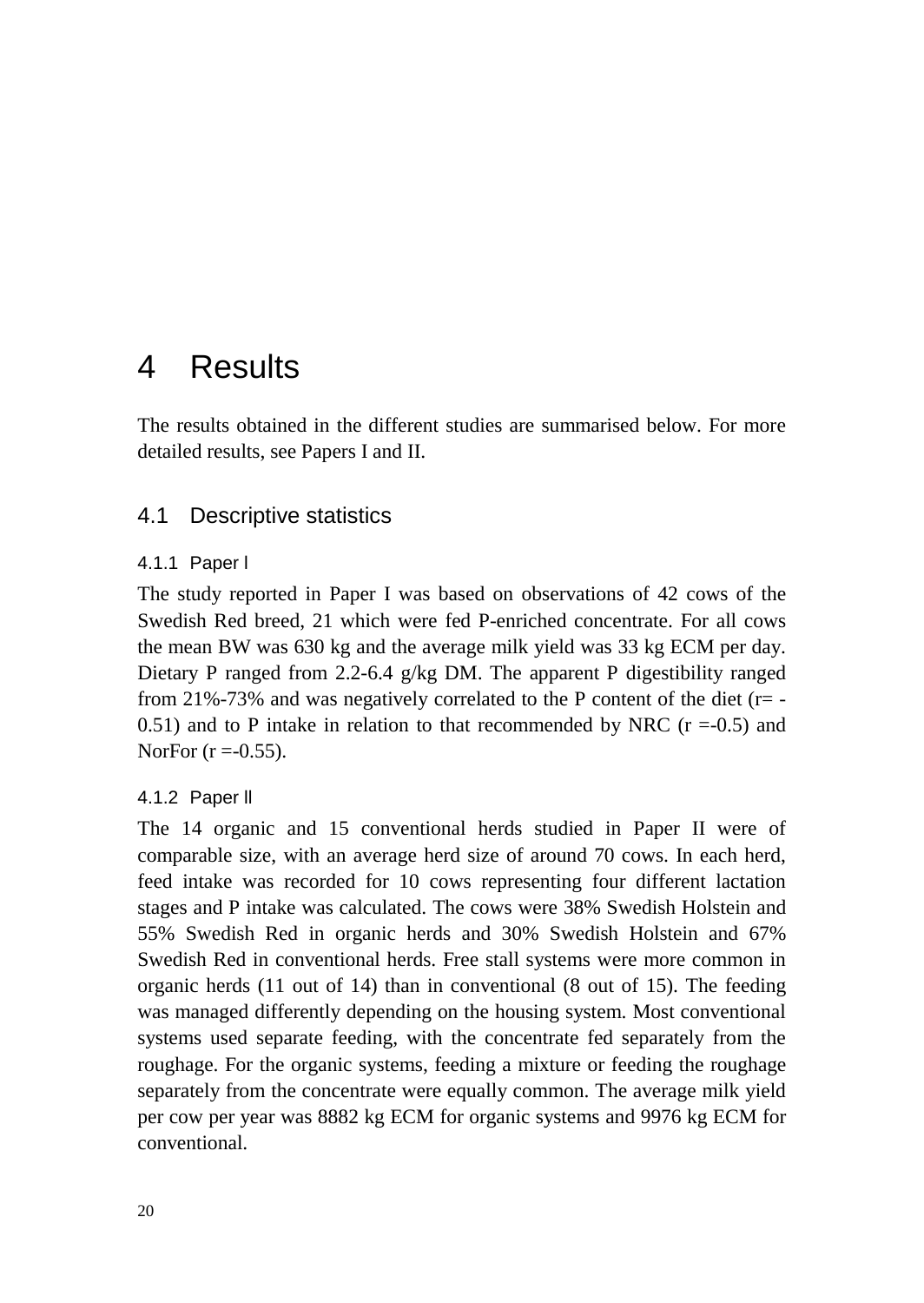# 4 Results

The results obtained in the different studies are summarised below. For more detailed results, see Papers I and II.

## 4.1 Descriptive statistics

### 4.1.1 Paper I

The study reported in Paper I was based on observations of 42 cows of the Swedish Red breed, 21 which were fed P-enriched concentrate. For all cows the mean BW was 630 kg and the average milk yield was 33 kg ECM per day. Dietary P ranged from 2.2-6.4 g/kg DM. The apparent P digestibility ranged from 21%-73% and was negatively correlated to the P content of the diet (r= -0.51) and to P intake in relation to that recommended by NRC (r =-0.5) and NorFor (r =-0.55).

### 4.1.2 Paper II

The 14 organic and 15 conventional herds studied in Paper II were of comparable size, with an average herd size of around 70 cows. In each herd, feed intake was recorded for 10 cows representing four different lactation stages and P intake was calculated. The cows were 38% Swedish Holstein and 55% Swedish Red in organic herds and 30% Swedish Holstein and 67% Swedish Red in conventional herds. Free stall systems were more common in organic herds (11 out of 14) than in conventional (8 out of 15). The feeding was managed differently depending on the housing system. Most conventional systems used separate feeding, with the concentrate fed separately from the roughage. For the organic systems, feeding a mixture or feeding the roughage separately from the concentrate were equally common. The average milk yield per cow per year was 8882 kg ECM for organic systems and 9976 kg ECM for conventional.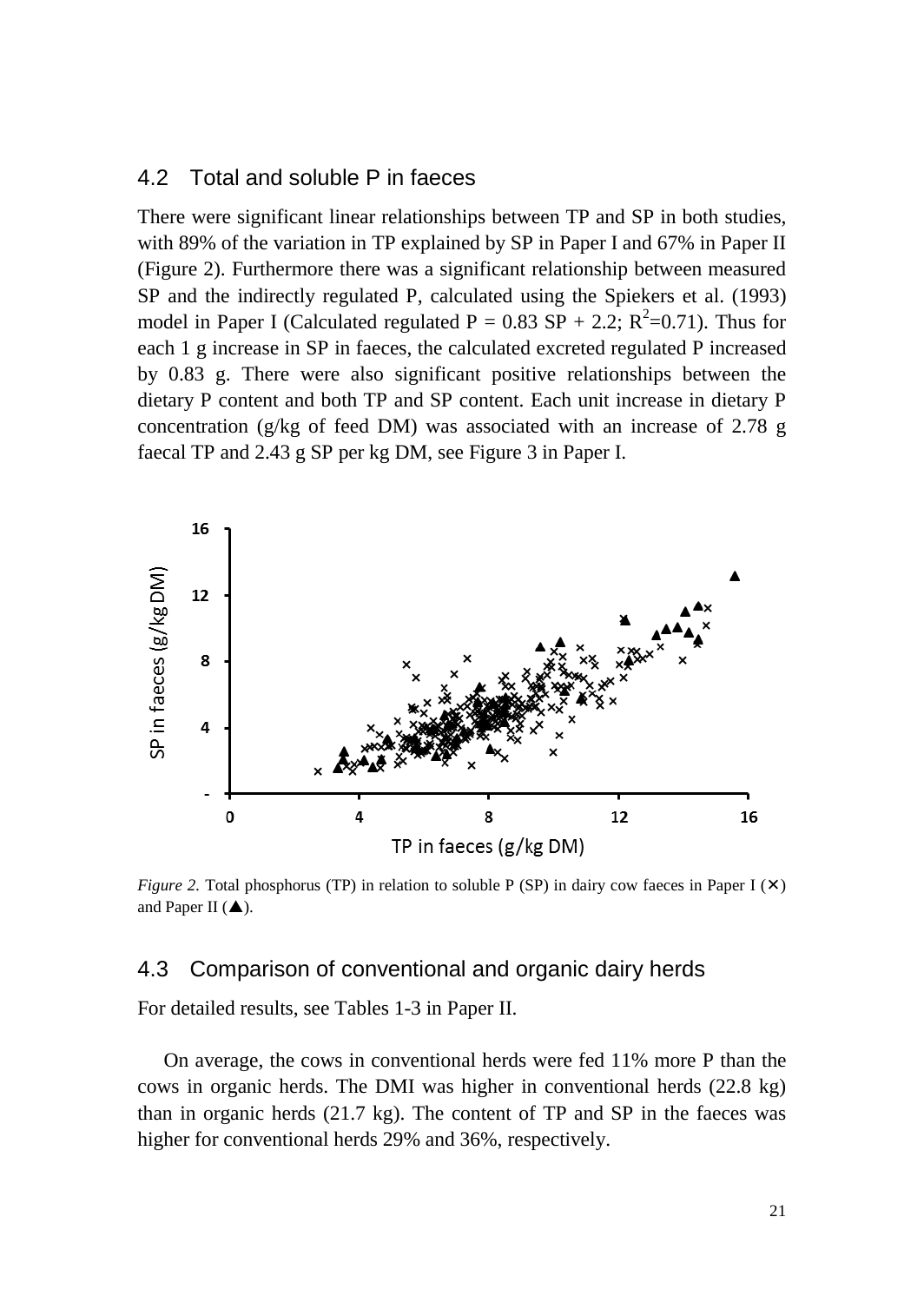## 4.2 Total and soluble P in faeces

There were significant linear relationships between TP and SP in both studies, with 89% of the variation in TP explained by SP in Paper I and 67% in Paper II (Figure 2). Furthermore there was a significant relationship between measured SP and the indirectly regulated P, calculated using the Spiekers et al. (1993) model in Paper I (Calculated regulated P = 0.83 SP + 2.2; $R^2$=0.71). Thus for each 1 g increase in SP in faeces, the calculated excreted regulated P increased by 0.83 g. There were also significant positive relationships between the dietary P content and both TP and SP content. Each unit increase in dietary P concentration (g/kg of feed DM) was associated with an increase of 2.78 g faecal TP and 2.43 g SP per kg DM, see Figure 3 in Paper I.

*Figure 2.* Total phosphorus (TP) in relation to soluble P (SP) in dairy cow faeces in Paper I (×) and Paper II (▲).

## 4.3 Comparison of conventional and organic dairy herds

For detailed results, see Tables 1-3 in Paper II.

On average, the cows in conventional herds were fed 11% more P than the cows in organic herds. The DMI was higher in conventional herds (22.8 kg) than in organic herds (21.7 kg). The content of TP and SP in the faeces was higher for conventional herds 29% and 36%, respectively.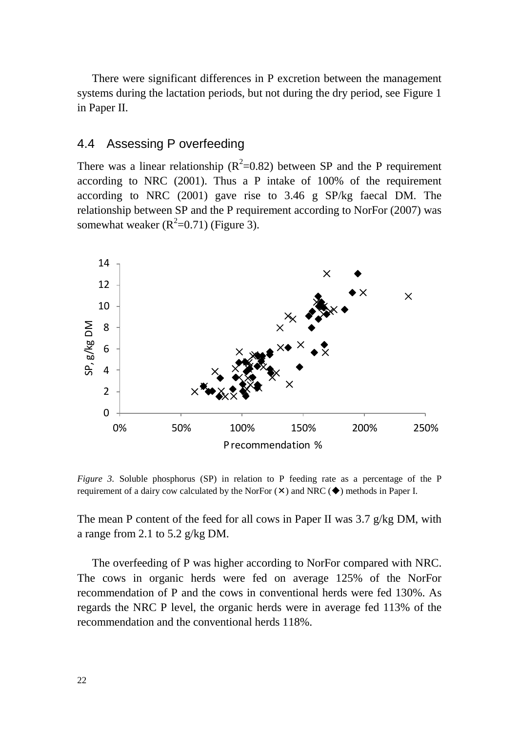There were significant differences in P excretion between the management systems during the lactation periods, but not during the dry period, see Figure 1 in Paper II.

## 4.4 Assessing P overfeeding

There was a linear relationship ($R^2$=0.82) between SP and the P requirement according to NRC (2001). Thus a P intake of 100% of the requirement according to NRC (2001) gave rise to 3.46 g SP/kg faecal DM. The relationship between SP and the P requirement according to NorFor (2007) was somewhat weaker ($R^2$=0.71) (Figure 3).

*Figure 3.* Soluble phosphorus (SP) in relation to P feeding rate as a percentage of the P requirement of a dairy cow calculated by the NorFor (✕) and NRC (◆) methods in Paper I.

The mean P content of the feed for all cows in Paper II was 3.7 g/kg DM, with a range from 2.1 to 5.2 g/kg DM.

The overfeeding of P was higher according to NorFor compared with NRC. The cows in organic herds were fed on average 125% of the NorFor recommendation of P and the cows in conventional herds were fed 130%. As regards the NRC P level, the organic herds were in average fed 113% of the recommendation and the conventional herds 118%.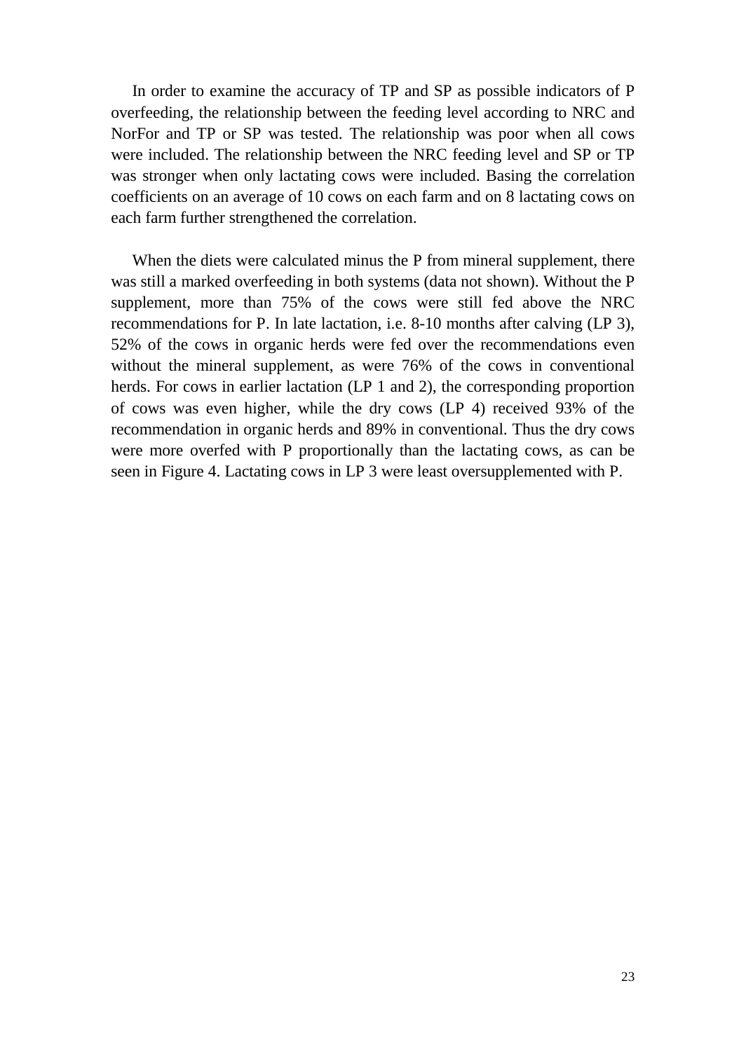In order to examine the accuracy of TP and SP as possible indicators of P overfeeding, the relationship between the feeding level according to NRC and NorFor and TP or SP was tested. The relationship was poor when all cows were included. The relationship between the NRC feeding level and SP or TP was stronger when only lactating cows were included. Basing the correlation coefficients on an average of 10 cows on each farm and on 8 lactating cows on each farm further strengthened the correlation.

When the diets were calculated minus the P from mineral supplement, there was still a marked overfeeding in both systems (data not shown). Without the P supplement, more than 75% of the cows were still fed above the NRC recommendations for P. In late lactation, i.e. 8-10 months after calving (LP 3), 52% of the cows in organic herds were fed over the recommendations even without the mineral supplement, as were 76% of the cows in conventional herds. For cows in earlier lactation (LP 1 and 2), the corresponding proportion of cows was even higher, while the dry cows (LP 4) received 93% of the recommendation in organic herds and 89% in conventional. Thus the dry cows were more overfed with P proportionally than the lactating cows, as can be seen in Figure 4. Lactating cows in LP 3 were least oversupplemented with P.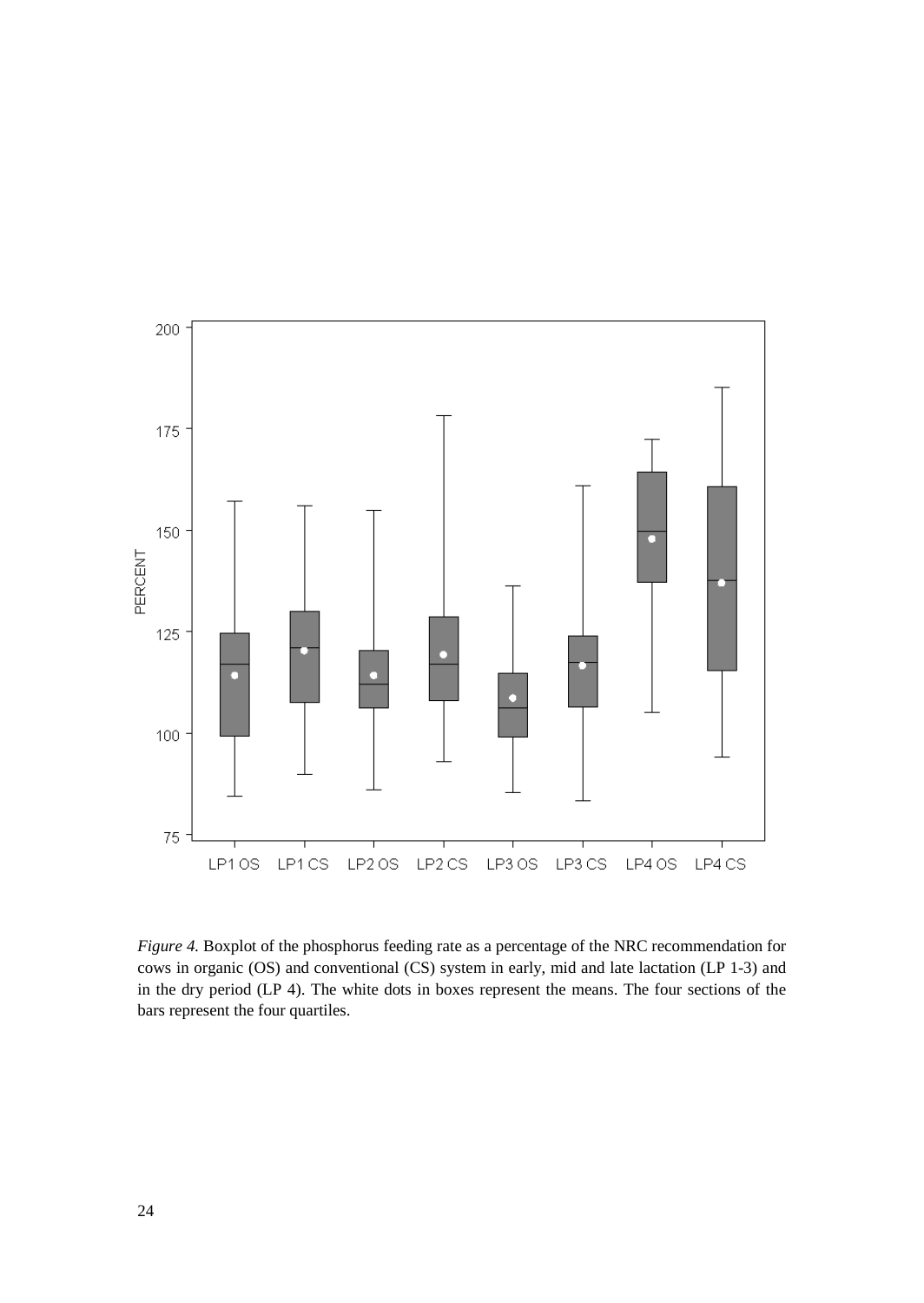*Figure 4.* Boxplot of the phosphorus feeding rate as a percentage of the NRC recommendation for cows in organic (OS) and conventional (CS) system in early, mid and late lactation (LP 1-3) and in the dry period (LP 4). The white dots in boxes represent the means. The four sections of the bars represent the four quartiles.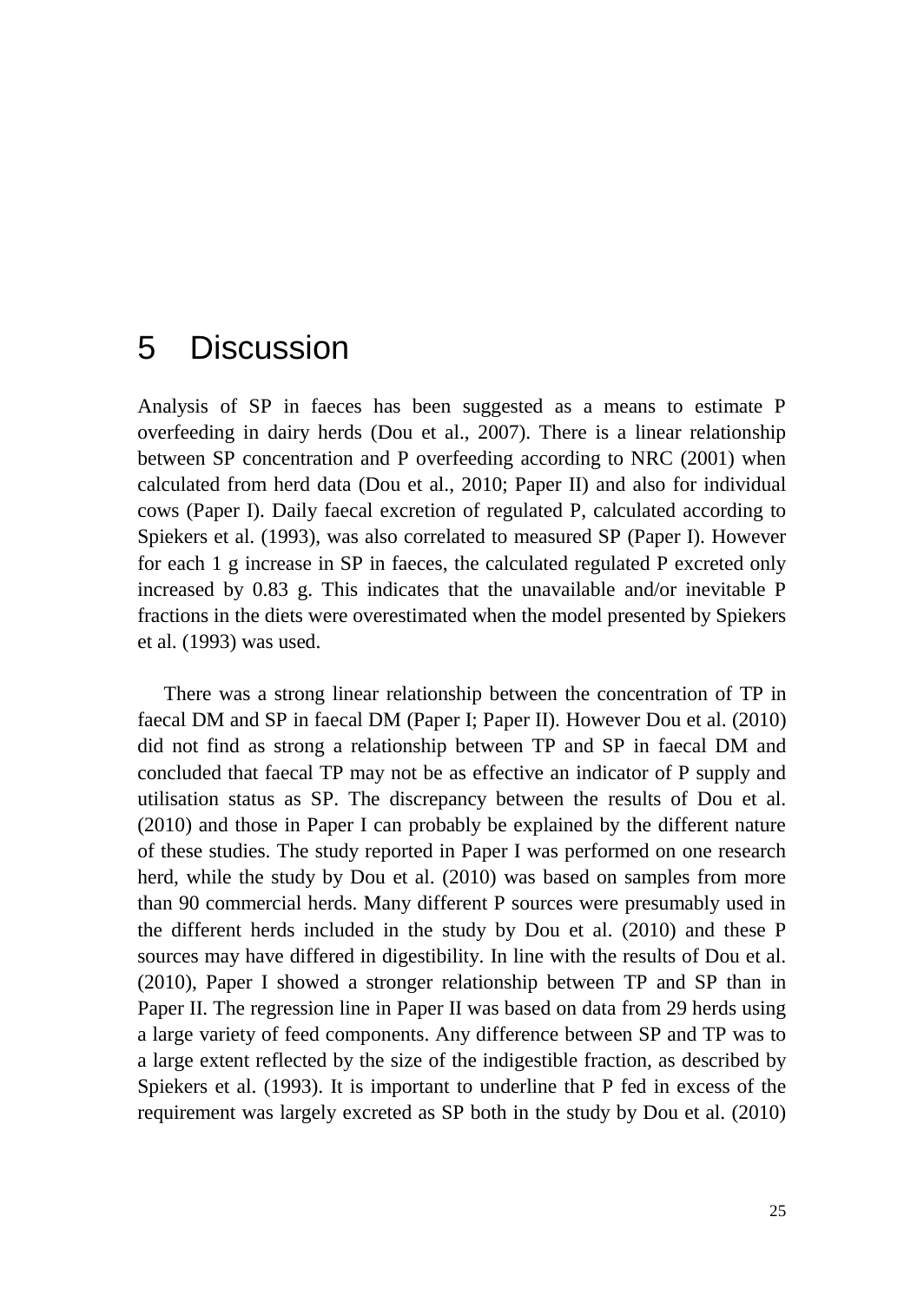# 5 Discussion

Analysis of SP in faeces has been suggested as a means to estimate P overfeeding in dairy herds (Dou et al., 2007). There is a linear relationship between SP concentration and P overfeeding according to NRC (2001) when calculated from herd data (Dou et al., 2010; Paper II) and also for individual cows (Paper I). Daily faecal excretion of regulated P, calculated according to Spiekers et al. (1993), was also correlated to measured SP (Paper I). However for each 1 g increase in SP in faeces, the calculated regulated P excreted only increased by 0.83 g. This indicates that the unavailable and/or inevitable P fractions in the diets were overestimated when the model presented by Spiekers et al. (1993) was used.

There was a strong linear relationship between the concentration of TP in faecal DM and SP in faecal DM (Paper I; Paper II). However Dou et al. (2010) did not find as strong a relationship between TP and SP in faecal DM and concluded that faecal TP may not be as effective an indicator of P supply and utilisation status as SP. The discrepancy between the results of Dou et al. (2010) and those in Paper I can probably be explained by the different nature of these studies. The study reported in Paper I was performed on one research herd, while the study by Dou et al. (2010) was based on samples from more than 90 commercial herds. Many different P sources were presumably used in the different herds included in the study by Dou et al. (2010) and these P sources may have differed in digestibility. In line with the results of Dou et al. (2010), Paper I showed a stronger relationship between TP and SP than in Paper II. The regression line in Paper II was based on data from 29 herds using a large variety of feed components. Any difference between SP and TP was to a large extent reflected by the size of the indigestible fraction, as described by Spiekers et al. (1993). It is important to underline that P fed in excess of the requirement was largely excreted as SP both in the study by Dou et al. (2010)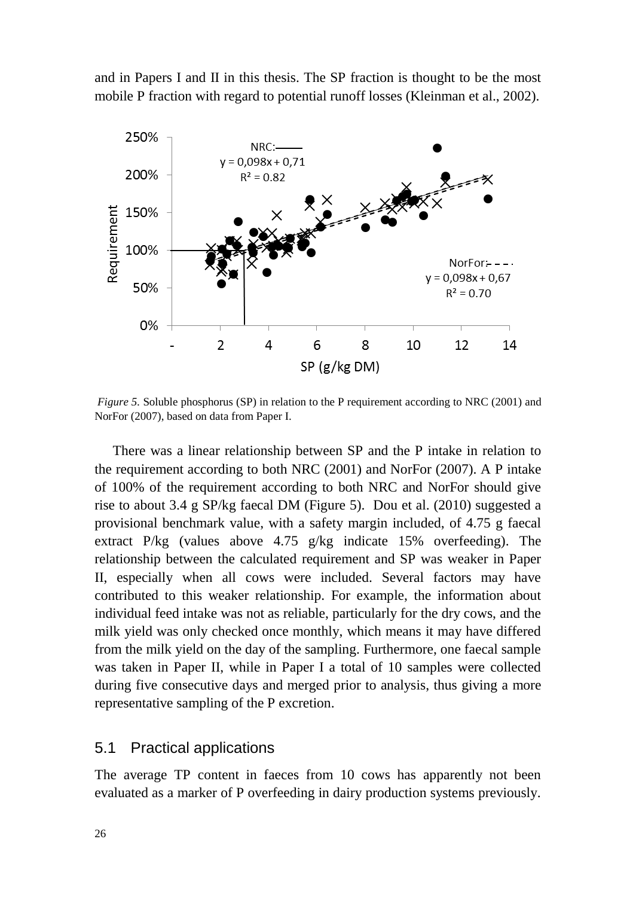and in Papers I and II in this thesis. The SP fraction is thought to be the most mobile P fraction with regard to potential runoff losses (Kleinman et al., 2002).

*Figure 5.* Soluble phosphorus (SP) in relation to the P requirement according to NRC (2001) and NorFor (2007), based on data from Paper I.

There was a linear relationship between SP and the P intake in relation to the requirement according to both NRC (2001) and NorFor (2007). A P intake of 100% of the requirement according to both NRC and NorFor should give rise to about 3.4 g SP/kg faecal DM (Figure 5). Dou et al. (2010) suggested a provisional benchmark value, with a safety margin included, of 4.75 g faecal extract P/kg (values above 4.75 g/kg indicate 15% overfeeding). The relationship between the calculated requirement and SP was weaker in Paper II, especially when all cows were included. Several factors may have contributed to this weaker relationship. For example, the information about individual feed intake was not as reliable, particularly for the dry cows, and the milk yield was only checked once monthly, which means it may have differed from the milk yield on the day of the sampling. Furthermore, one faecal sample was taken in Paper II, while in Paper I a total of 10 samples were collected during five consecutive days and merged prior to analysis, thus giving a more representative sampling of the P excretion.

## 5.1 Practical applications

The average TP content in faeces from 10 cows has apparently not been evaluated as a marker of P overfeeding in dairy production systems previously.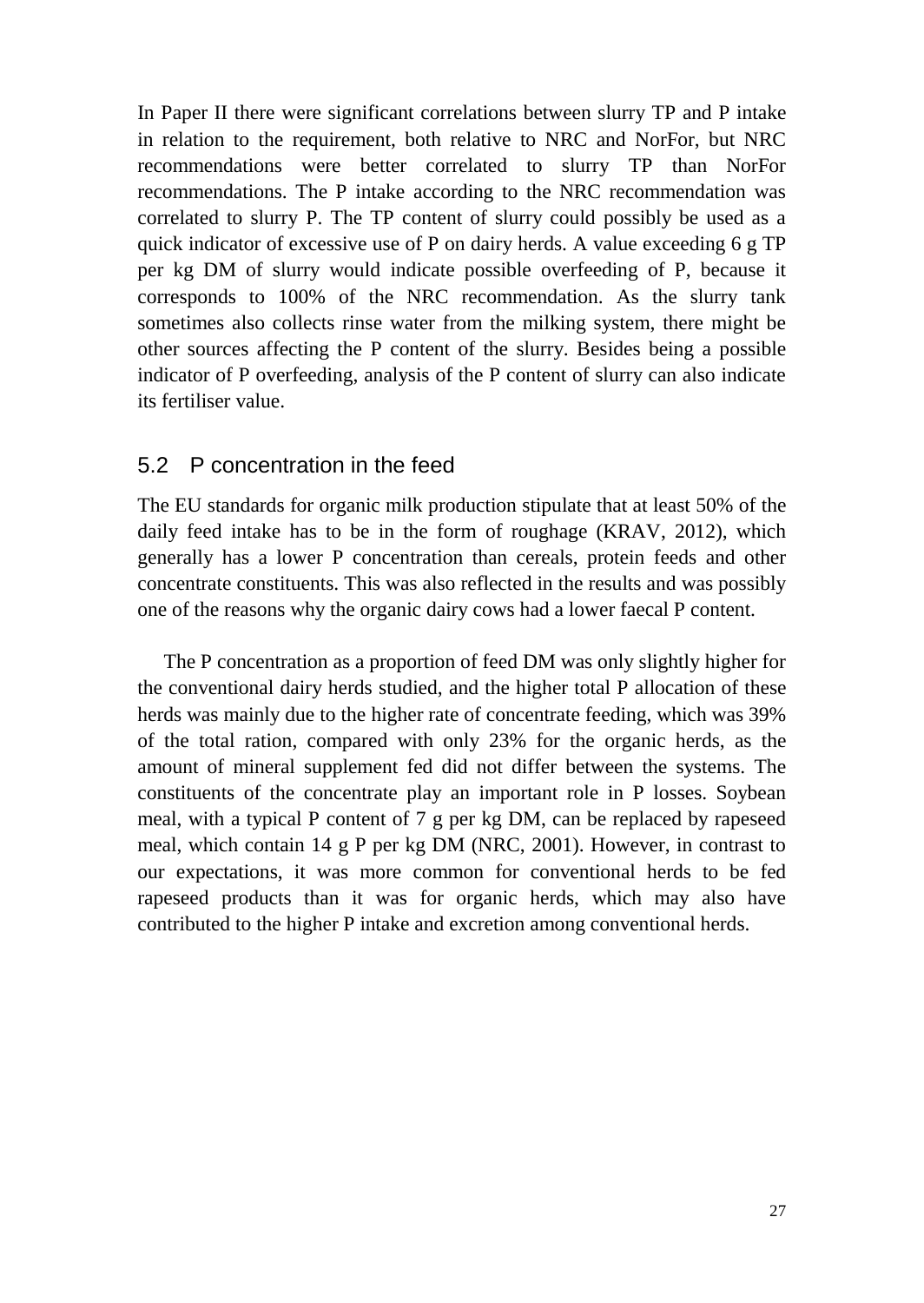In Paper II there were significant correlations between slurry TP and P intake in relation to the requirement, both relative to NRC and NorFor, but NRC recommendations were better correlated to slurry TP than NorFor recommendations. The P intake according to the NRC recommendation was correlated to slurry P. The TP content of slurry could possibly be used as a quick indicator of excessive use of P on dairy herds. A value exceeding 6 g TP per kg DM of slurry would indicate possible overfeeding of P, because it corresponds to 100% of the NRC recommendation. As the slurry tank sometimes also collects rinse water from the milking system, there might be other sources affecting the P content of the slurry. Besides being a possible indicator of P overfeeding, analysis of the P content of slurry can also indicate its fertiliser value.

## 5.2 P concentration in the feed

The EU standards for organic milk production stipulate that at least 50% of the daily feed intake has to be in the form of roughage (KRAV, 2012), which generally has a lower P concentration than cereals, protein feeds and other concentrate constituents. This was also reflected in the results and was possibly one of the reasons why the organic dairy cows had a lower faecal P content.

The P concentration as a proportion of feed DM was only slightly higher for the conventional dairy herds studied, and the higher total P allocation of these herds was mainly due to the higher rate of concentrate feeding, which was 39% of the total ration, compared with only 23% for the organic herds, as the amount of mineral supplement fed did not differ between the systems. The constituents of the concentrate play an important role in P losses. Soybean meal, with a typical P content of 7 g per kg DM, can be replaced by rapeseed meal, which contain 14 g P per kg DM (NRC, 2001). However, in contrast to our expectations, it was more common for conventional herds to be fed rapeseed products than it was for organic herds, which may also have contributed to the higher P intake and excretion among conventional herds.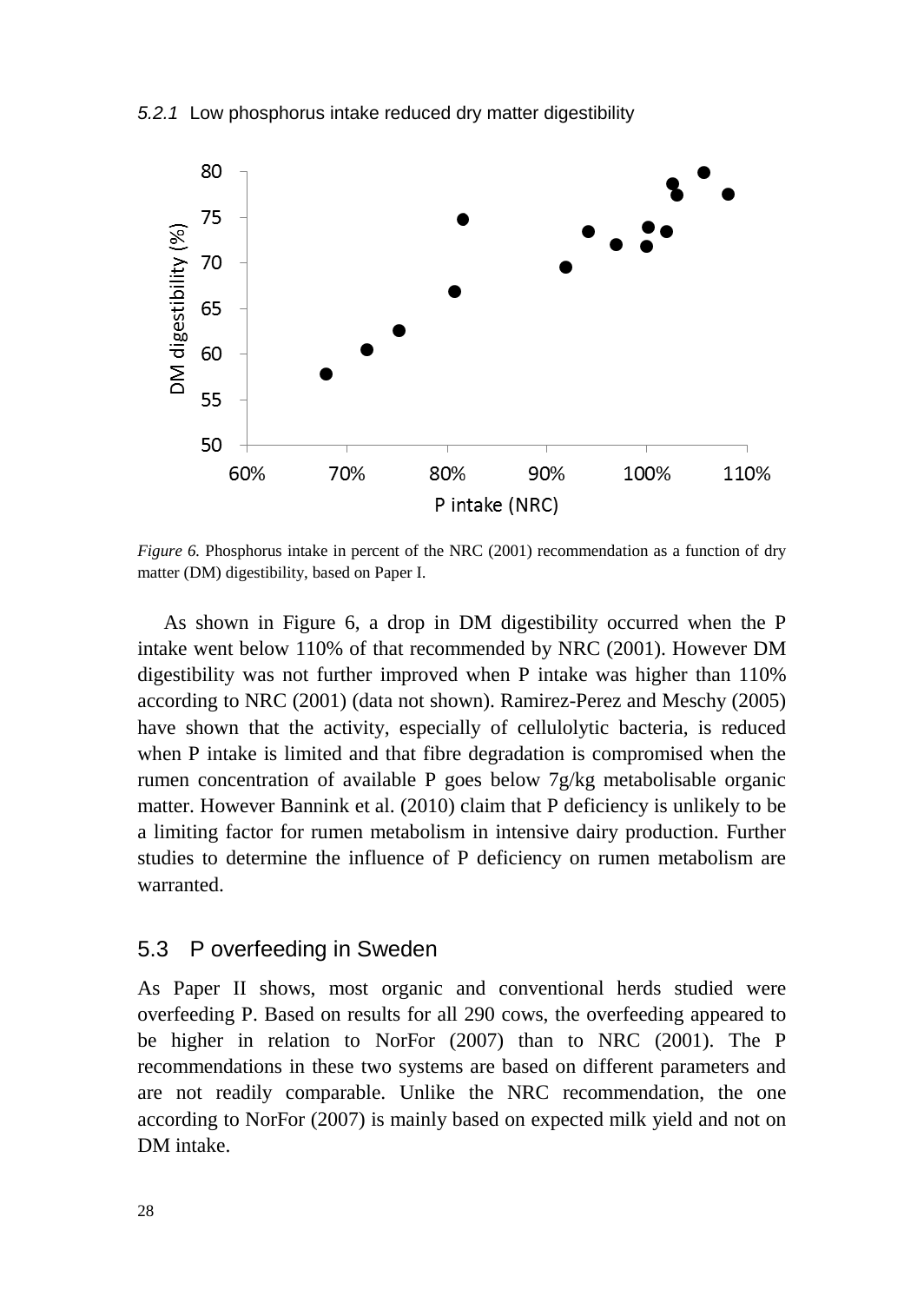### 5.2.1 Low phosphorus intake reduced dry matter digestibility

*Figure 6.* Phosphorus intake in percent of the NRC (2001) recommendation as a function of dry matter (DM) digestibility, based on Paper I.

As shown in Figure 6, a drop in DM digestibility occurred when the P intake went below 110% of that recommended by NRC (2001). However DM digestibility was not further improved when P intake was higher than 110% according to NRC (2001) (data not shown). Ramirez-Perez and Meschy (2005) have shown that the activity, especially of cellulolytic bacteria, is reduced when P intake is limited and that fibre degradation is compromised when the rumen concentration of available P goes below 7g/kg metabolisable organic matter. However Bannink et al. (2010) claim that P deficiency is unlikely to be a limiting factor for rumen metabolism in intensive dairy production. Further studies to determine the influence of P deficiency on rumen metabolism are warranted.

## 5.3 P overfeeding in Sweden

As Paper II shows, most organic and conventional herds studied were overfeeding P. Based on results for all 290 cows, the overfeeding appeared to be higher in relation to NorFor (2007) than to NRC (2001). The P recommendations in these two systems are based on different parameters and are not readily comparable. Unlike the NRC recommendation, the one according to NorFor (2007) is mainly based on expected milk yield and not on DM intake.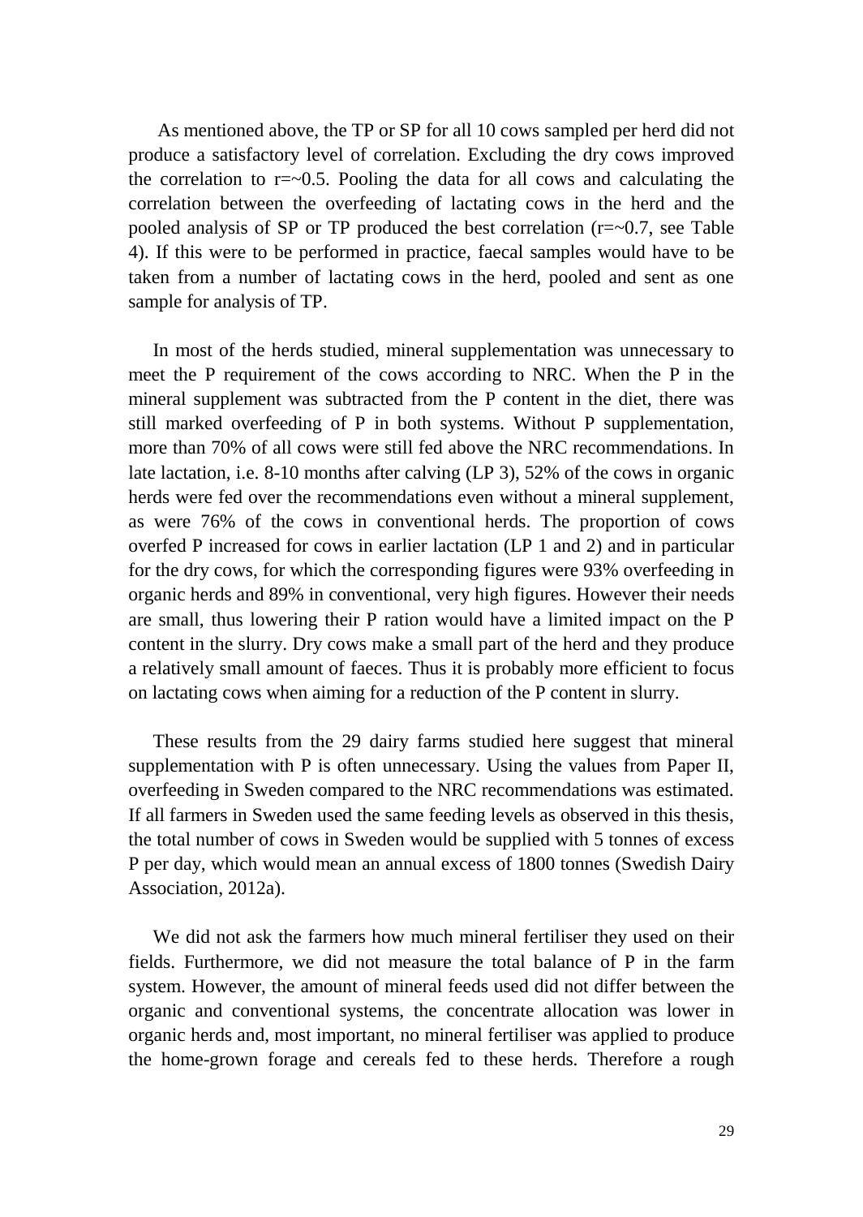As mentioned above, the TP or SP for all 10 cows sampled per herd did not produce a satisfactory level of correlation. Excluding the dry cows improved the correlation to r=~0.5. Pooling the data for all cows and calculating the correlation between the overfeeding of lactating cows in the herd and the pooled analysis of SP or TP produced the best correlation (r=~0.7, see Table 4). If this were to be performed in practice, faecal samples would have to be taken from a number of lactating cows in the herd, pooled and sent as one sample for analysis of TP.

In most of the herds studied, mineral supplementation was unnecessary to meet the P requirement of the cows according to NRC. When the P in the mineral supplement was subtracted from the P content in the diet, there was still marked overfeeding of P in both systems. Without P supplementation, more than 70% of all cows were still fed above the NRC recommendations. In late lactation, i.e. 8-10 months after calving (LP 3), 52% of the cows in organic herds were fed over the recommendations even without a mineral supplement, as were 76% of the cows in conventional herds. The proportion of cows overfed P increased for cows in earlier lactation (LP 1 and 2) and in particular for the dry cows, for which the corresponding figures were 93% overfeeding in organic herds and 89% in conventional, very high figures. However their needs are small, thus lowering their P ration would have a limited impact on the P content in the slurry. Dry cows make a small part of the herd and they produce a relatively small amount of faeces. Thus it is probably more efficient to focus on lactating cows when aiming for a reduction of the P content in slurry.

These results from the 29 dairy farms studied here suggest that mineral supplementation with P is often unnecessary. Using the values from Paper II, overfeeding in Sweden compared to the NRC recommendations was estimated. If all farmers in Sweden used the same feeding levels as observed in this thesis, the total number of cows in Sweden would be supplied with 5 tonnes of excess P per day, which would mean an annual excess of 1800 tonnes (Swedish Dairy Association, 2012a).

We did not ask the farmers how much mineral fertiliser they used on their fields. Furthermore, we did not measure the total balance of P in the farm system. However, the amount of mineral feeds used did not differ between the organic and conventional systems, the concentrate allocation was lower in organic herds and, most important, no mineral fertiliser was applied to produce the home-grown forage and cereals fed to these herds. Therefore a rough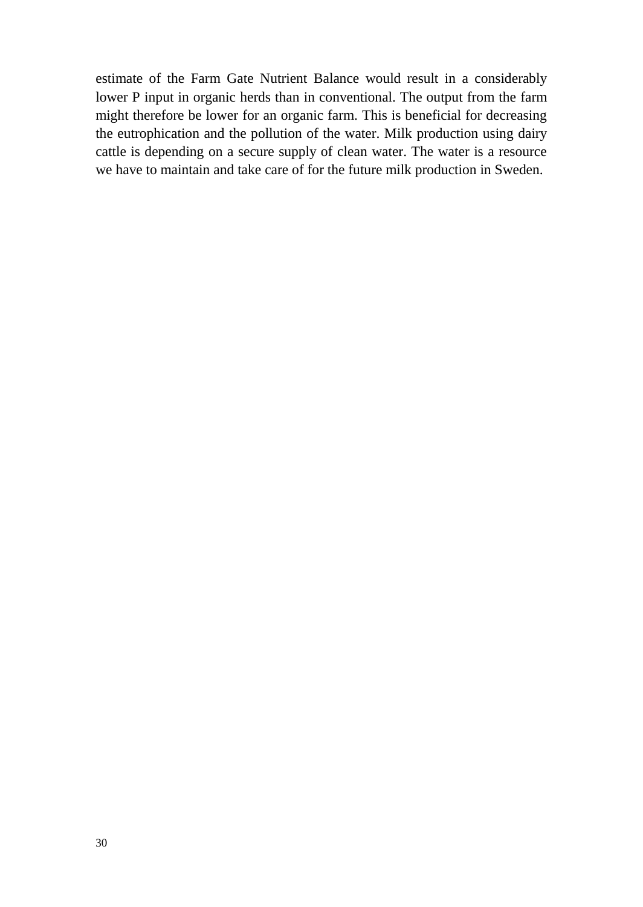estimate of the Farm Gate Nutrient Balance would result in a considerably lower P input in organic herds than in conventional. The output from the farm might therefore be lower for an organic farm. This is beneficial for decreasing the eutrophication and the pollution of the water. Milk production using dairy cattle is depending on a secure supply of clean water. The water is a resource we have to maintain and take care of for the future milk production in Sweden.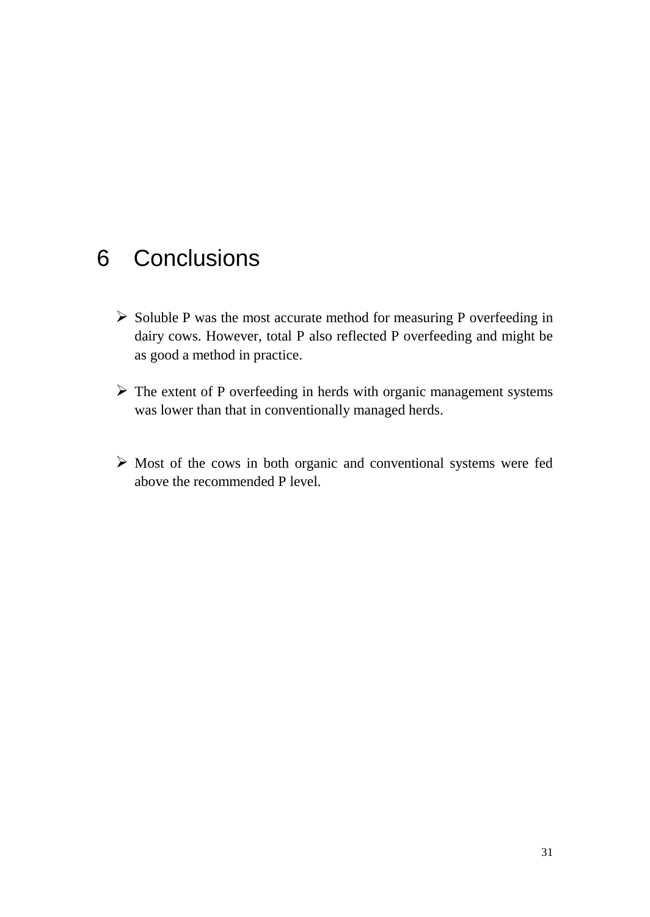# 6 Conclusions

- Soluble P was the most accurate method for measuring P overfeeding in dairy cows. However, total P also reflected P overfeeding and might be as good a method in practice.

- The extent of P overfeeding in herds with organic management systems was lower than that in conventionally managed herds.

- Most of the cows in both organic and conventional systems were fed above the recommended P level.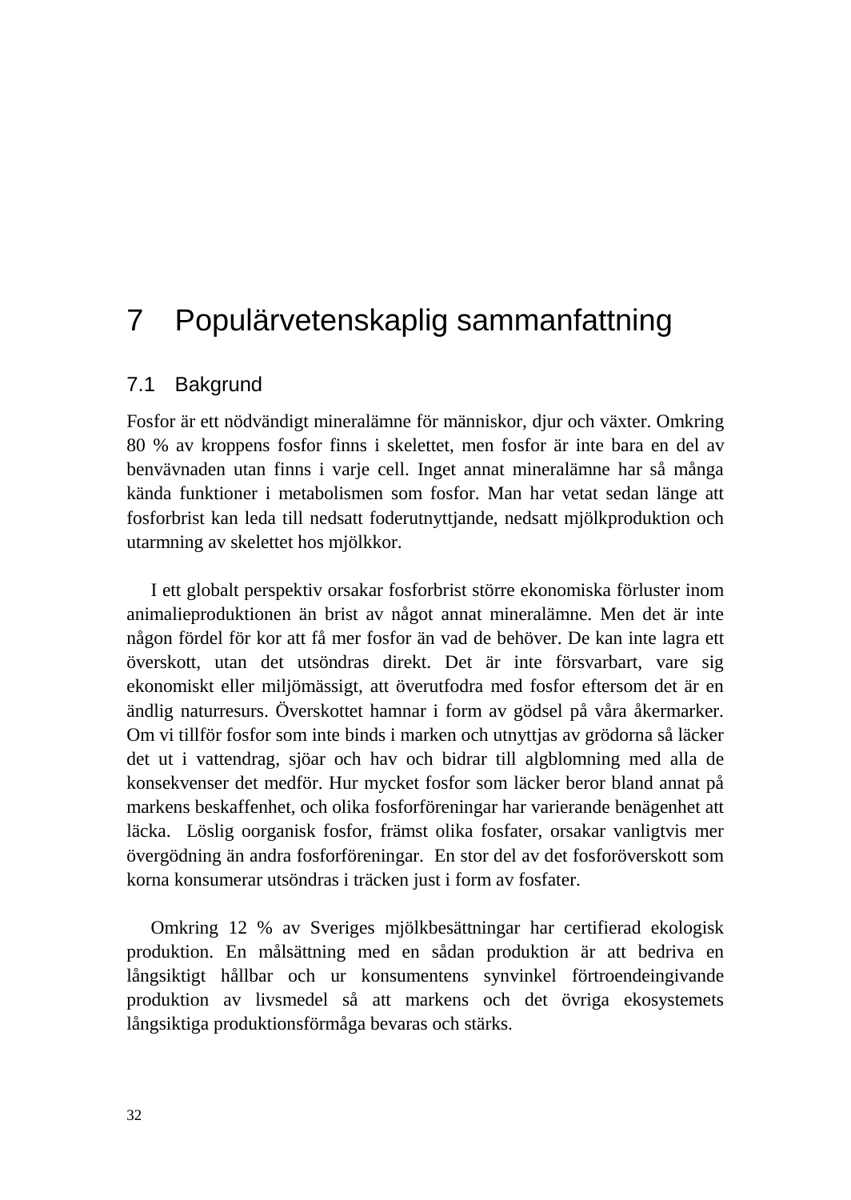# 7 Populärvetenskaplig sammanfattning

## 7.1 Bakgrund

Fosfor är ett nödvändigt mineralämne för människor, djur och växter. Omkring 80 % av kroppens fosfor finns i skelettet, men fosfor är inte bara en del av benvävnaden utan finns i varje cell. Inget annat mineralämne har så många kända funktioner i metabolismen som fosfor. Man har vetat sedan länge att fosforbrist kan leda till nedsatt foderutnyttjande, nedsatt mjölkproduktion och utarmning av skelettet hos mjölkkor.

I ett globalt perspektiv orsakar fosforbrist större ekonomiska förluster inom animalieproduktionen än brist av något annat mineralämne. Men det är inte någon fördel för kor att få mer fosfor än vad de behöver. De kan inte lagra ett överskott, utan det utsöndras direkt. Det är inte försvarbart, vare sig ekonomiskt eller miljömässigt, att överutfodra med fosfor eftersom det är en ändlig naturresurs. Överskottet hamnar i form av gödsel på våra åkermarker. Om vi tillför fosfor som inte binds i marken och utnyttjas av grödorna så läcker det ut i vattendrag, sjöar och hav och bidrar till algblomning med alla de konsekvenser det medför. Hur mycket fosfor som läcker beror bland annat på markens beskaffenhet, och olika fosforföreningar har varierande benägenhet att läcka. Löslig oorganisk fosfor, främst olika fosfater, orsakar vanligtvis mer övergödning än andra fosforföreningar. En stor del av det fosforöverskott som korna konsumerar utsöndras i träcken just i form av fosfater.

Omkring 12 % av Sveriges mjölkbesättningar har certifierad ekologisk produktion. En målsättning med en sådan produktion är att bedriva en långsiktigt hållbar och ur konsumentens synvinkel förtroendeingivande produktion av livsmedel så att markens och det övriga ekosystemets långsiktiga produktionsförmåga bevaras och stärks.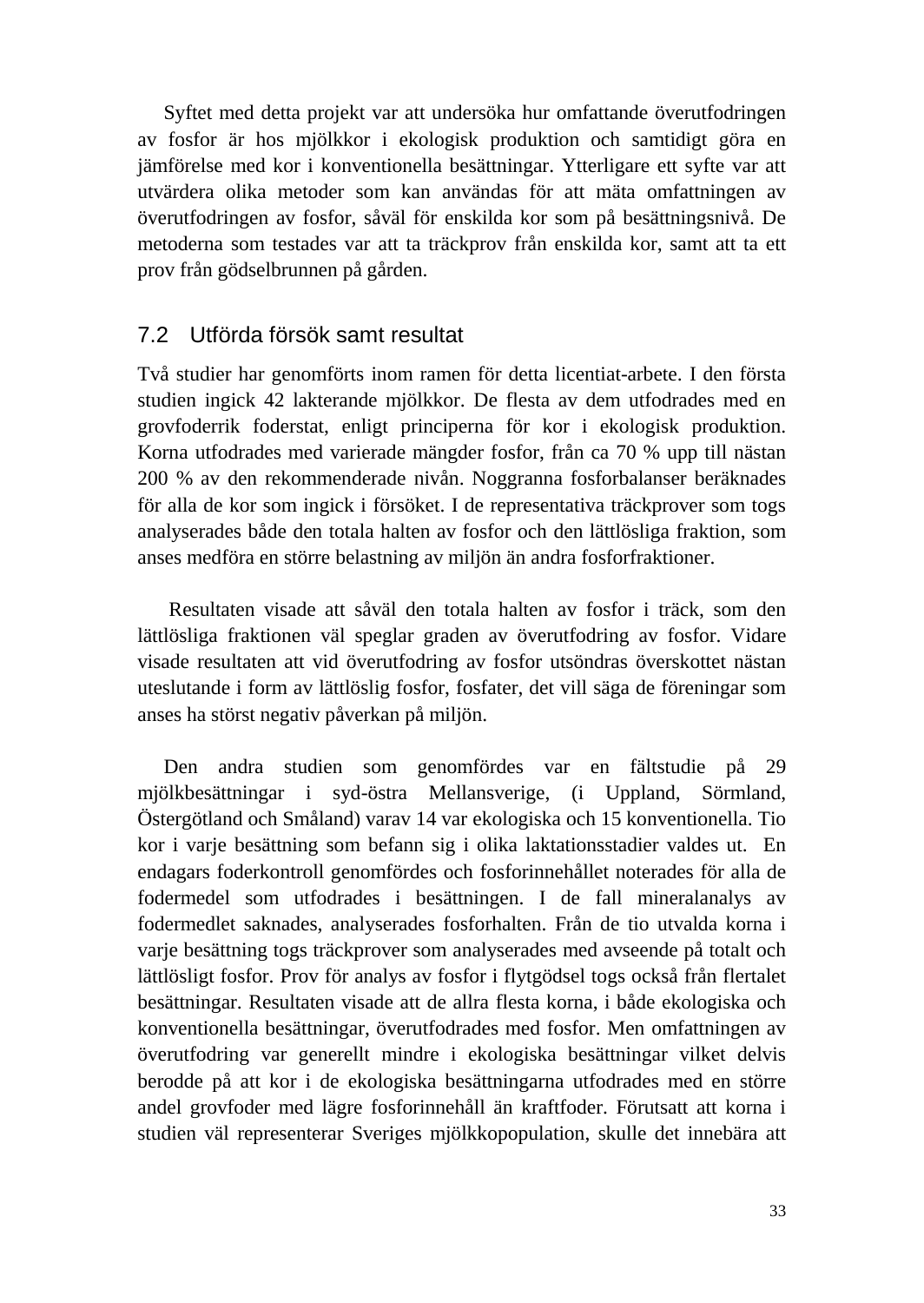Syftet med detta projekt var att undersöka hur omfattande överutfodringen av fosfor är hos mjölkkor i ekologisk produktion och samtidigt göra en jämförelse med kor i konventionella besättningar. Ytterligare ett syfte var att utvärdera olika metoder som kan användas för att mäta omfattningen av överutfodringen av fosfor, såväl för enskilda kor som på besättningsnivå. De metoderna som testades var att ta träckprov från enskilda kor, samt att ta ett prov från gödselbrunnen på gården.

## 7.2 Utförda försök samt resultat

Två studier har genomförts inom ramen för detta licentiat-arbete. I den första studien ingick 42 lakterande mjölkkor. De flesta av dem utfodrades med en grovfoderrik foderstat, enligt principerna för kor i ekologisk produktion. Korna utfodrades med varierade mängder fosfor, från ca 70 % upp till nästan 200 % av den rekommenderade nivån. Noggranna fosforbalanser beräknades för alla de kor som ingick i försöket. I de representativa träckprover som togs analyserades både den totala halten av fosfor och den lättlösliga fraktion, som anses medföra en större belastning av miljön än andra fosforfraktioner.

Resultaten visade att såväl den totala halten av fosfor i träck, som den lättlösliga fraktionen väl speglar graden av överutfodring av fosfor. Vidare visade resultaten att vid överutfodring av fosfor utsöndras överskottet nästan uteslutande i form av lättlöslig fosfor, fosfater, det vill säga de föreningar som anses ha störst negativ påverkan på miljön.

Den andra studien som genomfördes var en fältstudie på 29 mjölkbesättningar i syd-östra Mellansverige, (i Uppland, Sörmland, Östergötland och Småland) varav 14 var ekologiska och 15 konventionella. Tio kor i varje besättning som befann sig i olika laktationsstadier valdes ut. En endagars foderkontroll genomfördes och fosforinnehållet noterades för alla de fodermedel som utfodrades i besättningen. I de fall mineralanalys av fodermedlet saknades, analyserades fosforhalten. Från de tio utvalda korna i varje besättning togs träckprover som analyserades med avseende på totalt och lättlösligt fosfor. Prov för analys av fosfor i flytgödsel togs också från flertalet besättningar. Resultaten visade att de allra flesta korna, i både ekologiska och konventionella besättningar, överutfodrades med fosfor. Men omfattningen av överutfodring var generellt mindre i ekologiska besättningar vilket delvis berodde på att kor i de ekologiska besättningarna utfodrades med en större andel grovfoder med lägre fosforinnehåll än kraftfoder. Förutsatt att korna i studien väl representerar Sveriges mjölkkopopulation, skulle det innebära att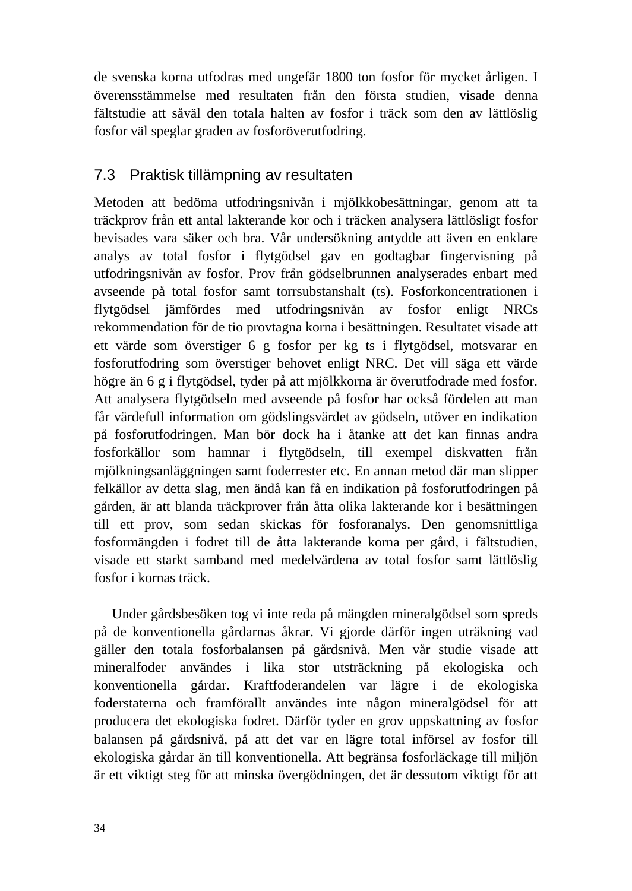de svenska korna utfodras med ungefär 1800 ton fosfor för mycket årligen. I överensstämmelse med resultaten från den första studien, visade denna fältstudie att såväl den totala halten av fosfor i träck som den av lättlöslig fosfor väl speglar graden av fosforöverutfodring.

## 7.3 Praktisk tillämpning av resultaten

Metoden att bedöma utfodringsnivån i mjölkkobesättningar, genom att ta träckprov från ett antal lakterande kor och i träcken analysera lättlösligt fosfor bevisades vara säker och bra. Vår undersökning antydde att även en enklare analys av total fosfor i flytgödsel gav en godtagbar fingervisning på utfodringsnivån av fosfor. Prov från gödselbrunnen analyserades enbart med avseende på total fosfor samt torrsubstanshalt (ts). Fosforkoncentrationen i flytgödsel jämfördes med utfodringsnivån av fosfor enligt NRCs rekommendation för de tio provtagna korna i besättningen. Resultatet visade att ett värde som överstiger 6 g fosfor per kg ts i flytgödsel, motsvarar en fosforutfodring som överstiger behovet enligt NRC. Det vill säga ett värde högre än 6 g i flytgödsel, tyder på att mjölkkorna är överutfodrade med fosfor. Att analysera flytgödseln med avseende på fosfor har också fördelen att man får värdefull information om gödslingsvärdet av gödseln, utöver en indikation på fosforutfodringen. Man bör dock ha i åtanke att det kan finnas andra fosforkällor som hamnar i flytgödseln, till exempel diskvatten från mjölkningsanläggningen samt foderrester etc. En annan metod där man slipper felkällor av detta slag, men ändå kan få en indikation på fosforutfodringen på gården, är att blanda träckprover från åtta olika lakterande kor i besättningen till ett prov, som sedan skickas för fosforanalys. Den genomsnittliga fosformängden i fodret till de åtta lakterande korna per gård, i fältstudien, visade ett starkt samband med medelvärdena av total fosfor samt lättlöslig fosfor i kornas träck.

Under gårdsbesöken tog vi inte reda på mängden mineralgödsel som spreds på de konventionella gårdarnas åkrar. Vi gjorde därför ingen uträkning vad gäller den totala fosforbalansen på gårdsnivå. Men vår studie visade att mineralfoder användes i lika stor utsträckning på ekologiska och konventionella gårdar. Kraftfoderandelen var lägre i de ekologiska foderstaterna och framförallt användes inte någon mineralgödsel för att producera det ekologiska fodret. Därför tyder en grov uppskattning av fosfor balansen på gårdsnivå, på att det var en lägre total införsel av fosfor till ekologiska gårdar än till konventionella. Att begränsa fosforläckage till miljön är ett viktigt steg för att minska övergödningen, det är dessutom viktigt för att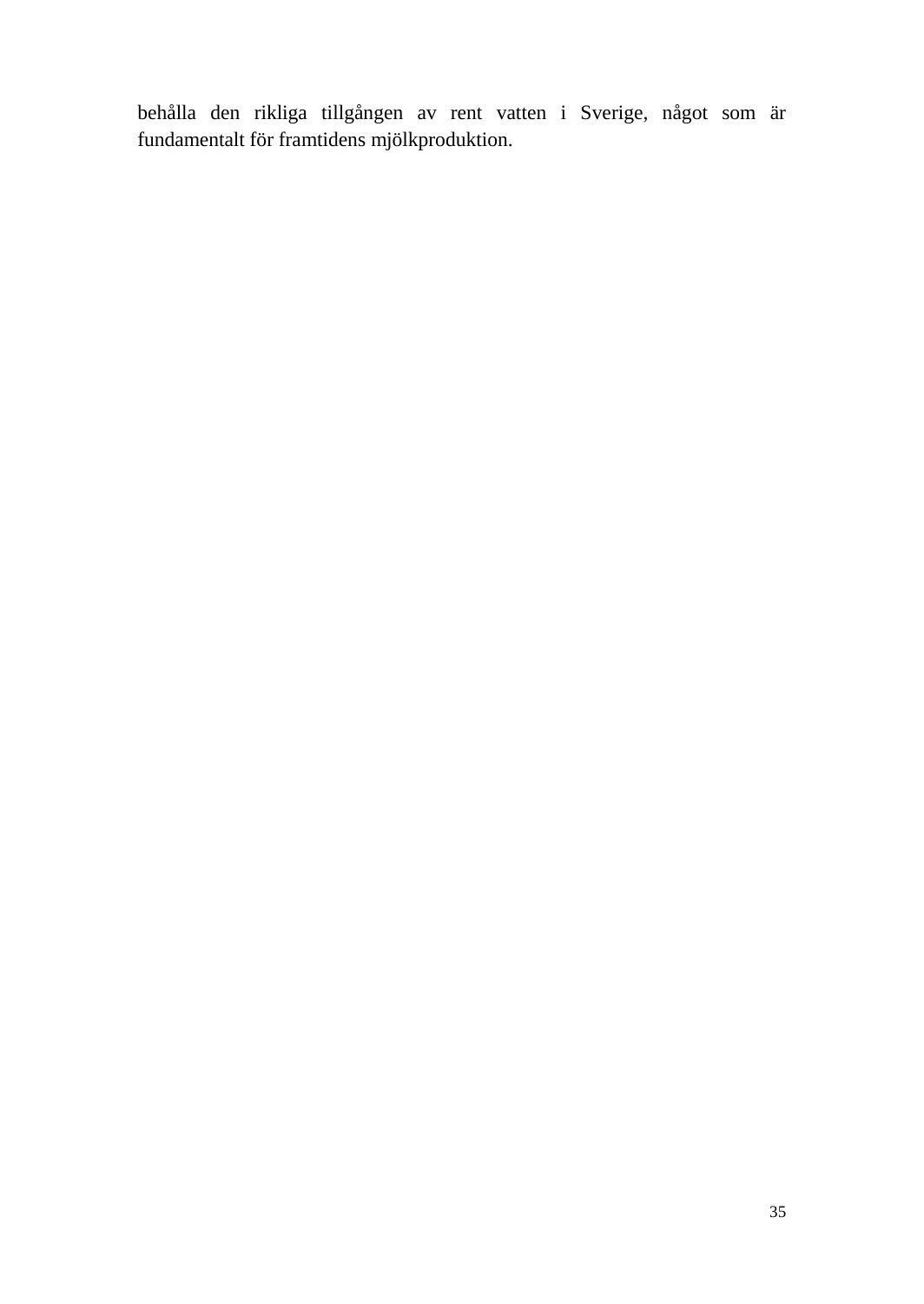behålla den rikliga tillgången av rent vatten i Sverige, något som är fundamentalt för framtidens mjölkproduktion.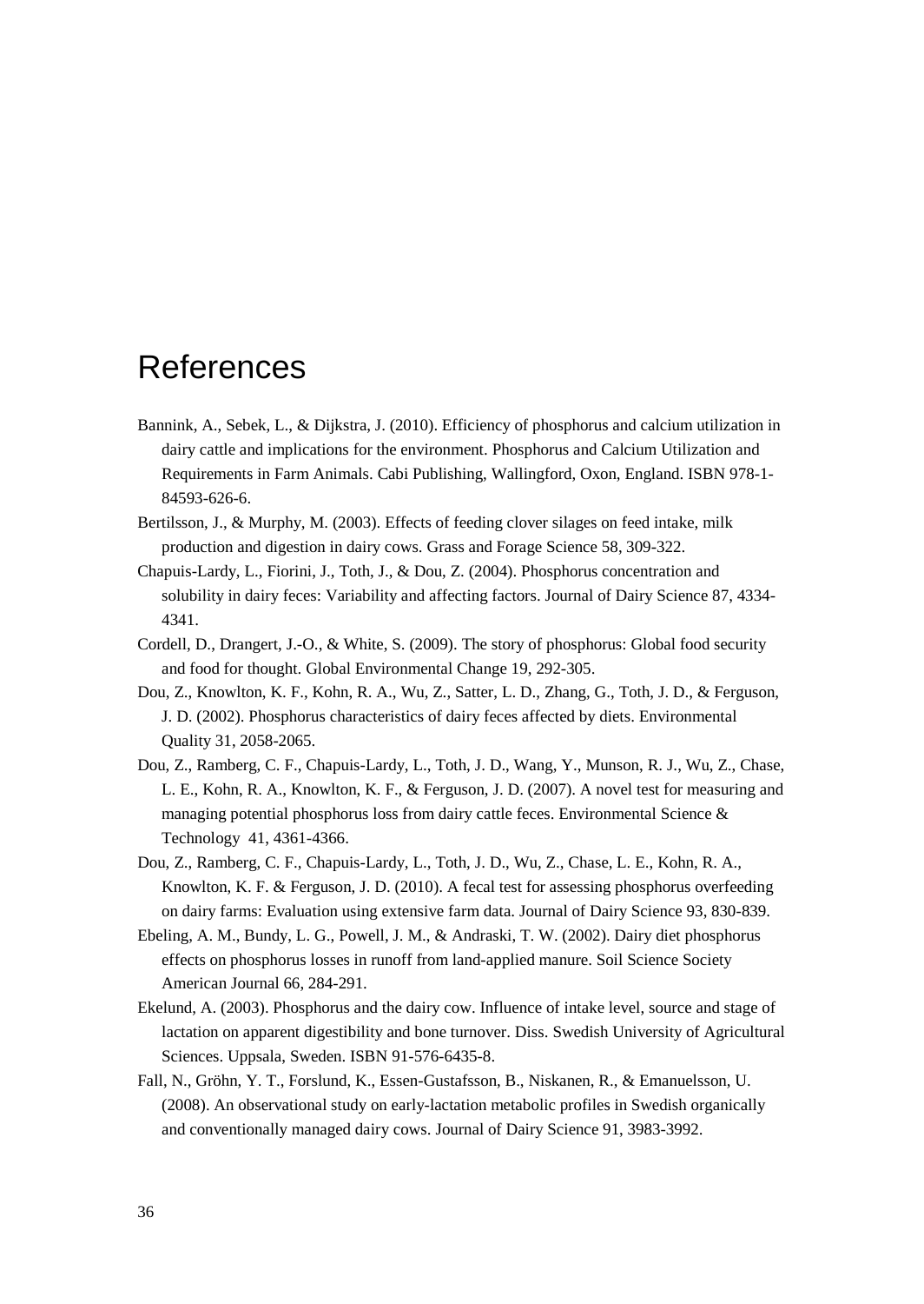# References

Bannink, A., Sebek, L., & Dijkstra, J. (2010). Efficiency of phosphorus and calcium utilization in dairy cattle and implications for the environment. Phosphorus and Calcium Utilization and Requirements in Farm Animals. Cabi Publishing, Wallingford, Oxon, England. ISBN 978-1-84593-626-6.

Bertilsson, J., & Murphy, M. (2003). Effects of feeding clover silages on feed intake, milk production and digestion in dairy cows. Grass and Forage Science 58, 309-322.

Chapuis-Lardy, L., Fiorini, J., Toth, J., & Dou, Z. (2004). Phosphorus concentration and solubility in dairy feces: Variability and affecting factors. Journal of Dairy Science 87, 4334-4341.

Cordell, D., Drangert, J.-O., & White, S. (2009). The story of phosphorus: Global food security and food for thought. Global Environmental Change 19, 292-305.

Dou, Z., Knowlton, K. F., Kohn, R. A., Wu, Z., Satter, L. D., Zhang, G., Toth, J. D., & Ferguson, J. D. (2002). Phosphorus characteristics of dairy feces affected by diets. Environmental Quality 31, 2058-2065.

Dou, Z., Ramberg, C. F., Chapuis-Lardy, L., Toth, J. D., Wang, Y., Munson, R. J., Wu, Z., Chase, L. E., Kohn, R. A., Knowlton, K. F., & Ferguson, J. D. (2007). A novel test for measuring and managing potential phosphorus loss from dairy cattle feces. Environmental Science & Technology 41, 4361-4366.

Dou, Z., Ramberg, C. F., Chapuis-Lardy, L., Toth, J. D., Wu, Z., Chase, L. E., Kohn, R. A., Knowlton, K. F. & Ferguson, J. D. (2010). A fecal test for assessing phosphorus overfeeding on dairy farms: Evaluation using extensive farm data. Journal of Dairy Science 93, 830-839.

Ebeling, A. M., Bundy, L. G., Powell, J. M., & Andraski, T. W. (2002). Dairy diet phosphorus effects on phosphorus losses in runoff from land-applied manure. Soil Science Society American Journal 66, 284-291.

Ekelund, A. (2003). Phosphorus and the dairy cow. Influence of intake level, source and stage of lactation on apparent digestibility and bone turnover. Diss. Swedish University of Agricultural Sciences. Uppsala, Sweden. ISBN 91-576-6435-8.

Fall, N., Gröhn, Y. T., Forslund, K., Essen-Gustafsson, B., Niskanen, R., & Emanuelsson, U. (2008). An observational study on early-lactation metabolic profiles in Swedish organically and conventionally managed dairy cows. Journal of Dairy Science 91, 3983-3992.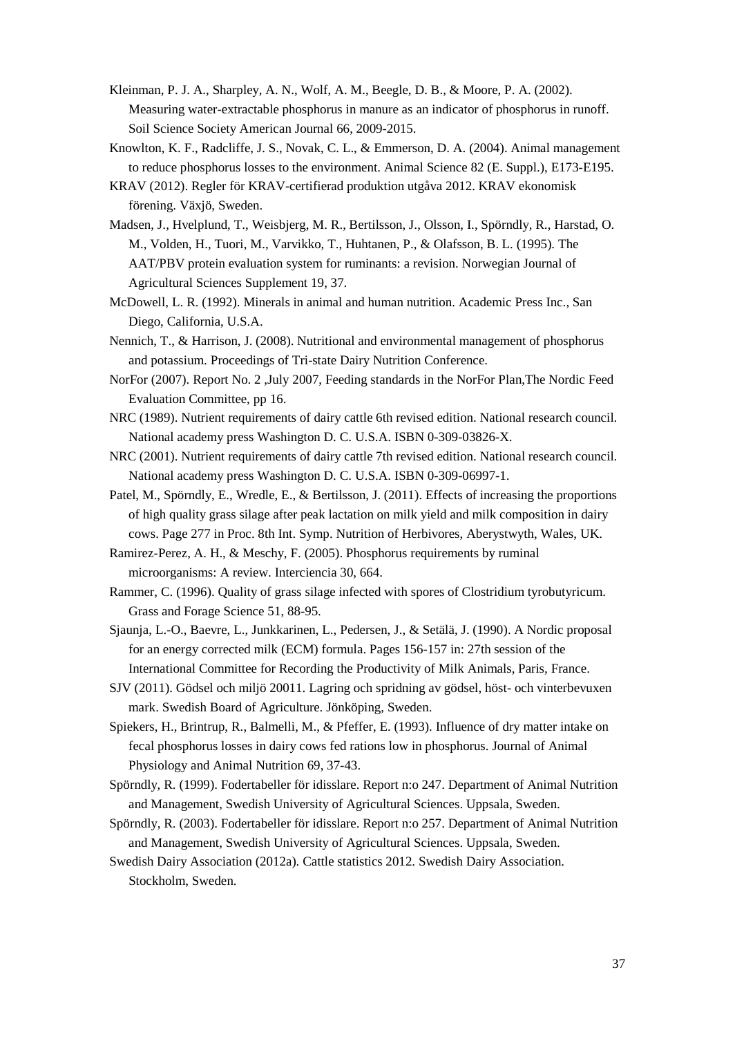Kleinman, P. J. A., Sharpley, A. N., Wolf, A. M., Beegle, D. B., & Moore, P. A. (2002). Measuring water-extractable phosphorus in manure as an indicator of phosphorus in runoff. Soil Science Society American Journal 66, 2009-2015.

Knowlton, K. F., Radcliffe, J. S., Novak, C. L., & Emmerson, D. A. (2004). Animal management to reduce phosphorus losses to the environment. Animal Science 82 (E. Suppl.), E173-E195.

KRAV (2012). Regler för KRAV-certifierad produktion utgåva 2012. KRAV ekonomisk förening. Växjö, Sweden.

Madsen, J., Hvelplund, T., Weisbjerg, M. R., Bertilsson, J., Olsson, I., Spörndly, R., Harstad, O. M., Volden, H., Tuori, M., Varvikko, T., Huhtanen, P., & Olafsson, B. L. (1995). The AAT/PBV protein evaluation system for ruminants: a revision. Norwegian Journal of Agricultural Sciences Supplement 19, 37.

McDowell, L. R. (1992). Minerals in animal and human nutrition. Academic Press Inc., San Diego, California, U.S.A.

Nennich, T., & Harrison, J. (2008). Nutritional and environmental management of phosphorus and potassium. Proceedings of Tri-state Dairy Nutrition Conference.

NorFor (2007). Report No. 2 ,July 2007, Feeding standards in the NorFor Plan,The Nordic Feed Evaluation Committee, pp 16.

NRC (1989). Nutrient requirements of dairy cattle 6th revised edition. National research council. National academy press Washington D. C. U.S.A. ISBN 0-309-03826-X.

NRC (2001). Nutrient requirements of dairy cattle 7th revised edition. National research council. National academy press Washington D. C. U.S.A. ISBN 0-309-06997-1.

Patel, M., Spörndly, E., Wredle, E., & Bertilsson, J. (2011). Effects of increasing the proportions of high quality grass silage after peak lactation on milk yield and milk composition in dairy cows. Page 277 in Proc. 8th Int. Symp. Nutrition of Herbivores, Aberystwyth, Wales, UK.

Ramirez-Perez, A. H., & Meschy, F. (2005). Phosphorus requirements by ruminal microorganisms: A review. Interciencia 30, 664.

Rammer, C. (1996). Quality of grass silage infected with spores of Clostridium tyrobutyricum. Grass and Forage Science 51, 88-95.

Sjaunja, L.-O., Baevre, L., Junkkarinen, L., Pedersen, J., & Setälä, J. (1990). A Nordic proposal for an energy corrected milk (ECM) formula. Pages 156-157 in: 27th session of the International Committee for Recording the Productivity of Milk Animals, Paris, France.

SJV (2011). Gödsel och miljö 20011. Lagring och spridning av gödsel, höst- och vinterbevuxen mark. Swedish Board of Agriculture. Jönköping, Sweden.

Spiekers, H., Brintrup, R., Balmelli, M., & Pfeffer, E. (1993). Influence of dry matter intake on fecal phosphorus losses in dairy cows fed rations low in phosphorus. Journal of Animal Physiology and Animal Nutrition 69, 37-43.

Spörndly, R. (1999). Fodertabeller för idisslare. Report n:o 247. Department of Animal Nutrition and Management, Swedish University of Agricultural Sciences. Uppsala, Sweden.

Spörndly, R. (2003). Fodertabeller för idisslare. Report n:o 257. Department of Animal Nutrition and Management, Swedish University of Agricultural Sciences. Uppsala, Sweden.

Swedish Dairy Association (2012a). Cattle statistics 2012. Swedish Dairy Association. Stockholm, Sweden.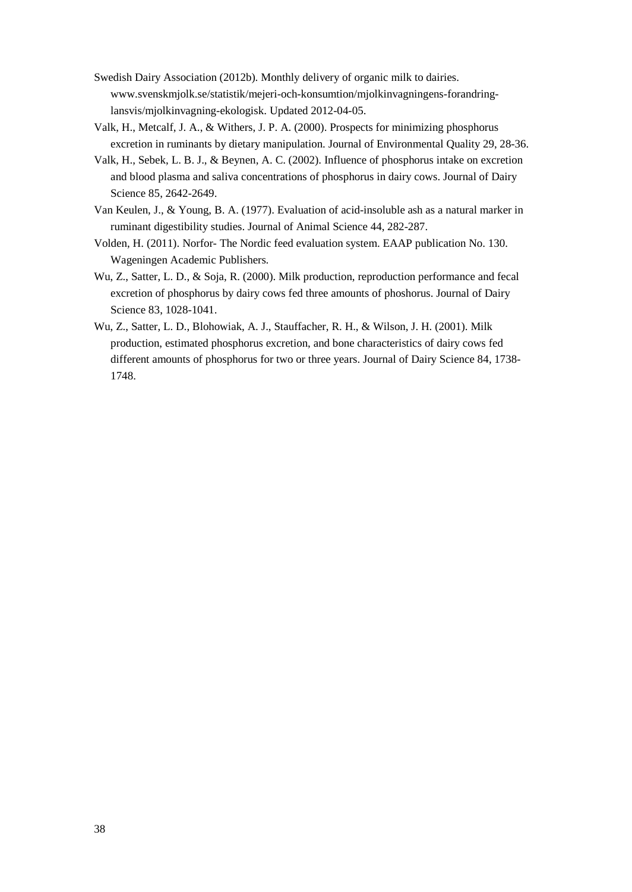Swedish Dairy Association (2012b). Monthly delivery of organic milk to dairies. www.svenskmjolk.se/statistik/mejeri-och-konsumtion/mjolkinvagningens-forandring-lansvis/mjolkinvagning-ekologisk. Updated 2012-04-05.

Valk, H., Metcalf, J. A., & Withers, J. P. A. (2000). Prospects for minimizing phosphorus excretion in ruminants by dietary manipulation. Journal of Environmental Quality 29, 28-36.

Valk, H., Sebek, L. B. J., & Beynen, A. C. (2002). Influence of phosphorus intake on excretion and blood plasma and saliva concentrations of phosphorus in dairy cows. Journal of Dairy Science 85, 2642-2649.

Van Keulen, J., & Young, B. A. (1977). Evaluation of acid-insoluble ash as a natural marker in ruminant digestibility studies. Journal of Animal Science 44, 282-287.

Volden, H. (2011). Norfor- The Nordic feed evaluation system. EAAP publication No. 130. Wageningen Academic Publishers.

Wu, Z., Satter, L. D., & Soja, R. (2000). Milk production, reproduction performance and fecal excretion of phosphorus by dairy cows fed three amounts of phoshorus. Journal of Dairy Science 83, 1028-1041.

Wu, Z., Satter, L. D., Blohowiak, A. J., Stauffacher, R. H., & Wilson, J. H. (2001). Milk production, estimated phosphorus excretion, and bone characteristics of dairy cows fed different amounts of phosphorus for two or three years. Journal of Dairy Science 84, 1738-1748.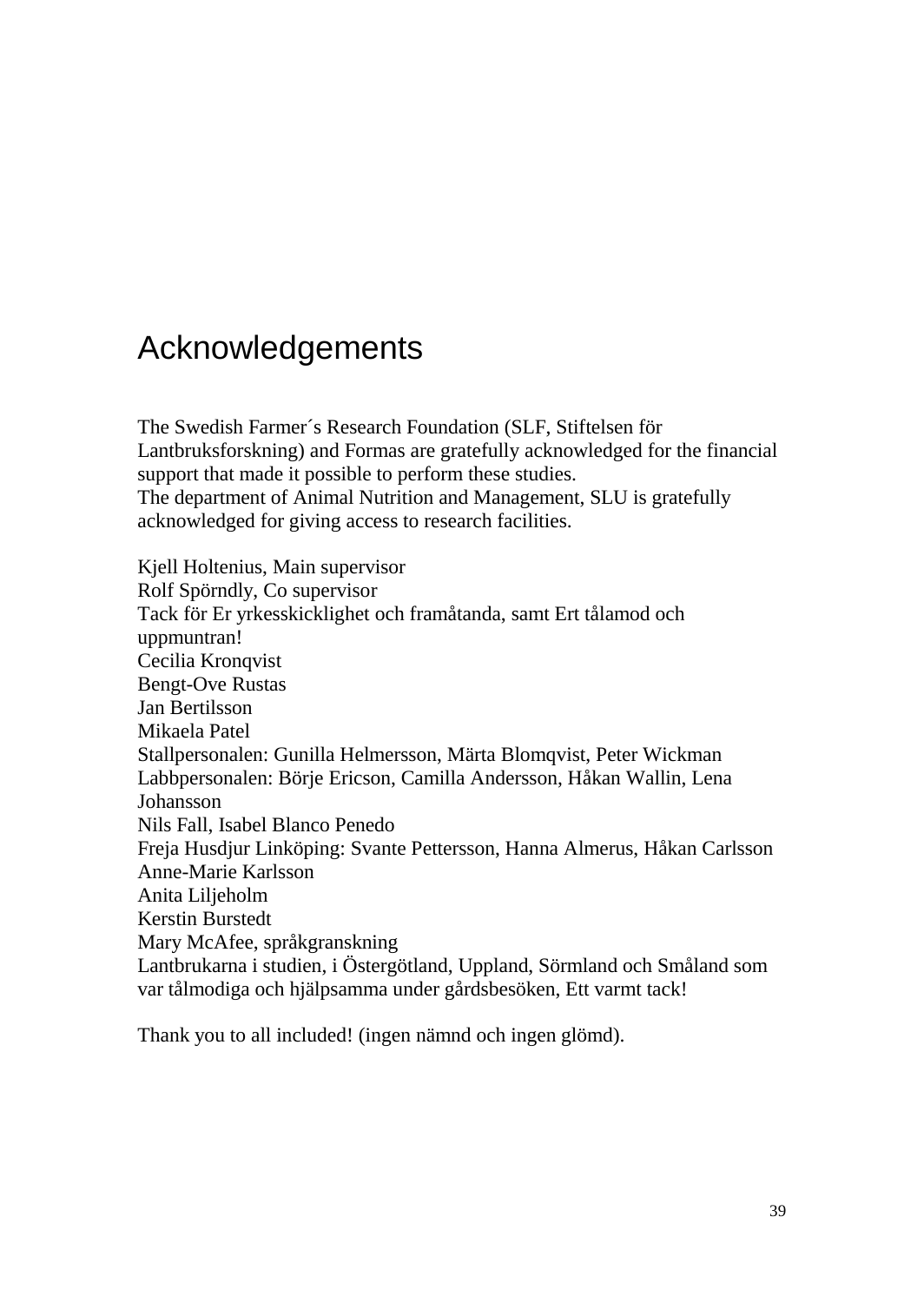# Acknowledgements

The Swedish Farmer´s Research Foundation (SLF, Stiftelsen för Lantbruksforskning) and Formas are gratefully acknowledged for the financial support that made it possible to perform these studies.
The department of Animal Nutrition and Management, SLU is gratefully acknowledged for giving access to research facilities.

Kjell Holtenius, Main supervisor
Rolf Spörndly, Co supervisor
Tack för Er yrkesskicklighet och framåtanda, samt Ert tålamod och uppmuntran!
Cecilia Kronqvist
Bengt-Ove Rustas
Jan Bertilsson
Mikaela Patel
Stallpersonalen: Gunilla Helmersson, Märta Blomqvist, Peter Wickman
Labbpersonalen: Börje Ericson, Camilla Andersson, Håkan Wallin, Lena Johansson
Nils Fall, Isabel Blanco Penedo
Freja Husdjur Linköping: Svante Pettersson, Hanna Almerus, Håkan Carlsson
Anne-Marie Karlsson
Anita Liljeholm
Kerstin Burstedt
Mary McAfee, språkgranskning
Lantbrukarna i studien, i Östergötland, Uppland, Sörmland och Småland som var tålmodiga och hjälpsamma under gårdsbesöken, Ett varmt tack!

Thank you to all included! (ingen nämnd och ingen glömd).